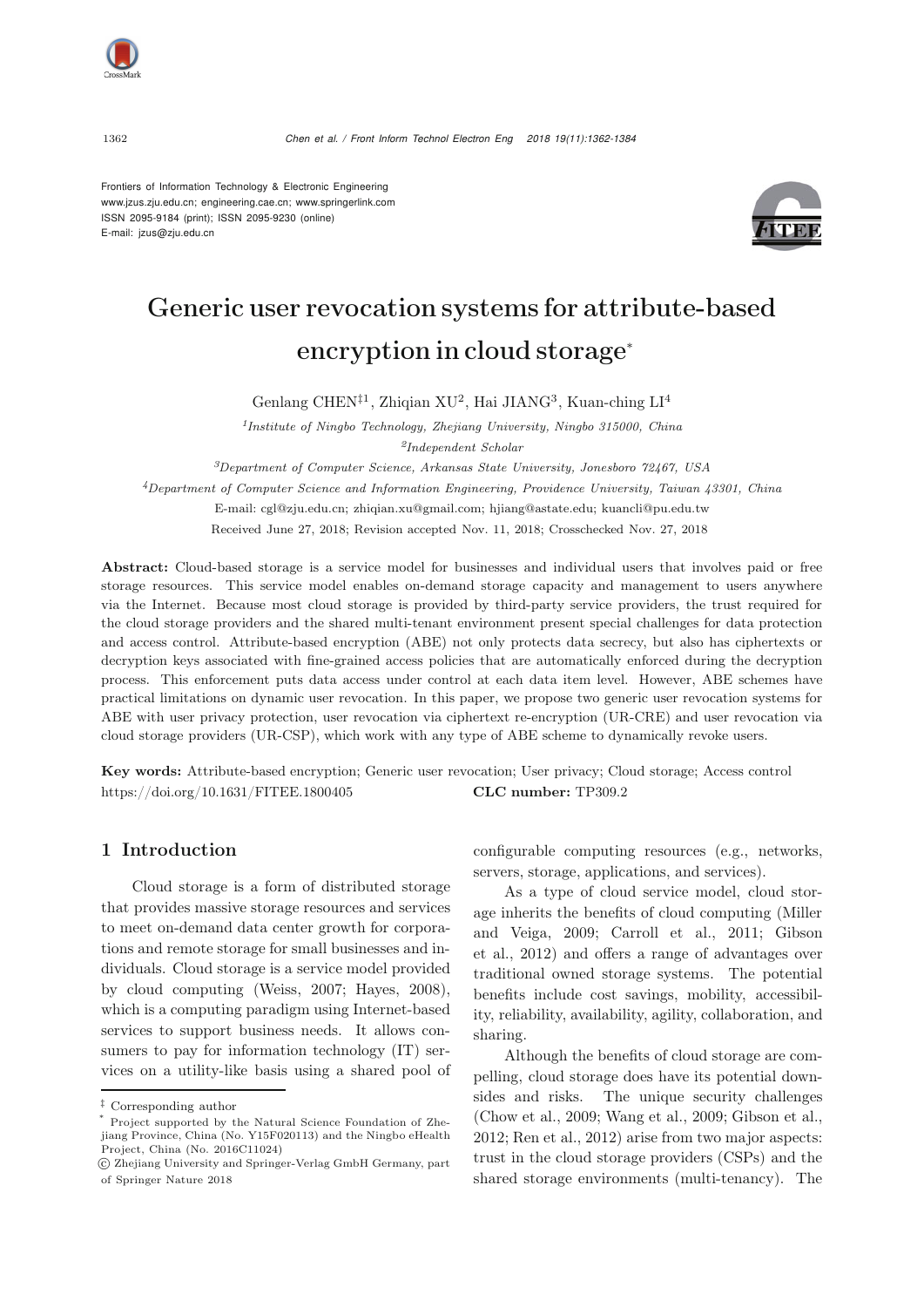Frontiers of Information Technology & Electronic Engineering
www.jzus.zju.edu.cn; engineering.cae.cn; www.springerlink.com
ISSN 2095-9184 (print); ISSN 2095-9230 (online)
E-mail: jzus@zju.edu.cn

# Generic user revocation systems for attribute-based encryption in cloud storage*

Genlang CHEN[‡1], Zhiqian XU[2], Hai JIANG[3], Kuan-ching LI[4]

[1]*Institute of Ningbo Technology, Zhejiang University, Ningbo 315000, China*

[2]*Independent Scholar*

[3]*Department of Computer Science, Arkansas State University, Jonesboro 72467, USA*

[4]*Department of Computer Science and Information Engineering, Providence University, Taiwan 43301, China*

E-mail: cgl@zju.edu.cn; zhiqian.xu@gmail.com; hjiang@astate.edu; kuancli@pu.edu.tw

Received June 27, 2018; Revision accepted Nov. 11, 2018; Crosschecked Nov. 27, 2018

**Abstract:** Cloud-based storage is a service model for businesses and individual users that involves paid or free storage resources. This service model enables on-demand storage capacity and management to users anywhere via the Internet. Because most cloud storage is provided by third-party service providers, the trust required for the cloud storage providers and the shared multi-tenant environment present special challenges for data protection and access control. Attribute-based encryption (ABE) not only protects data secrecy, but also has ciphertexts or decryption keys associated with fine-grained access policies that are automatically enforced during the decryption process. This enforcement puts data access under control at each data item level. However, ABE schemes have practical limitations on dynamic user revocation. In this paper, we propose two generic user revocation systems for ABE with user privacy protection, user revocation via ciphertext re-encryption (UR-CRE) and user revocation via cloud storage providers (UR-CSP), which work with any type of ABE scheme to dynamically revoke users.

**Key words:** Attribute-based encryption; Generic user revocation; User privacy; Cloud storage; Access control
https://doi.org/10.1631/FITEE.1800405 **CLC number:** TP309.2

## 1 Introduction

Cloud storage is a form of distributed storage that provides massive storage resources and services to meet on-demand data center growth for corporations and remote storage for small businesses and individuals. Cloud storage is a service model provided by cloud computing (Weiss, 2007; Hayes, 2008), which is a computing paradigm using Internet-based services to support business needs. It allows consumers to pay for information technology (IT) services on a utility-like basis using a shared pool of configurable computing resources (e.g., networks, servers, storage, applications, and services).

As a type of cloud service model, cloud storage inherits the benefits of cloud computing (Miller and Veiga, 2009; Carroll et al., 2011; Gibson et al., 2012) and offers a range of advantages over traditional owned storage systems. The potential benefits include cost savings, mobility, accessibility, reliability, availability, agility, collaboration, and sharing.

Although the benefits of cloud storage are compelling, cloud storage does have its potential downsides and risks. The unique security challenges (Chow et al., 2009; Wang et al., 2009; Gibson et al., 2012; Ren et al., 2012) arise from two major aspects: trust in the cloud storage providers (CSPs) and the shared storage environments (multi-tenancy). The

‡ Corresponding author

\* Project supported by the Natural Science Foundation of Zhejiang Province, China (No. Y15F020113) and the Ningbo eHealth Project, China (No. 2016C11024)

© Zhejiang University and Springer-Verlag GmbH Germany, part of Springer Nature 2018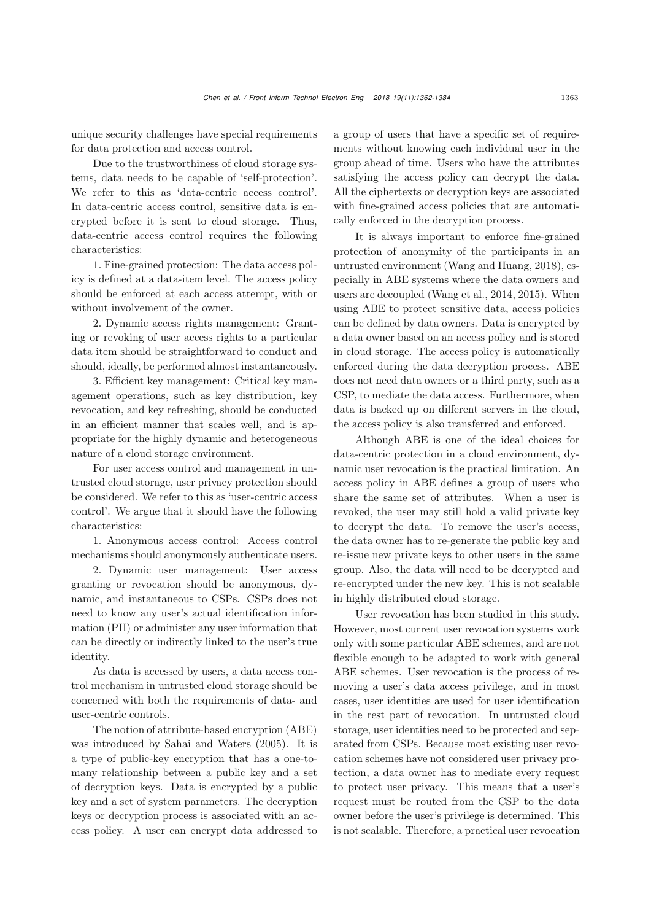unique security challenges have special requirements for data protection and access control.

Due to the trustworthiness of cloud storage systems, data needs to be capable of 'self-protection'. We refer to this as 'data-centric access control'. In data-centric access control, sensitive data is encrypted before it is sent to cloud storage. Thus, data-centric access control requires the following characteristics:

1. Fine-grained protection: The data access policy is defined at a data-item level. The access policy should be enforced at each access attempt, with or without involvement of the owner.

2. Dynamic access rights management: Granting or revoking of user access rights to a particular data item should be straightforward to conduct and should, ideally, be performed almost instantaneously.

3. Efficient key management: Critical key management operations, such as key distribution, key revocation, and key refreshing, should be conducted in an efficient manner that scales well, and is appropriate for the highly dynamic and heterogeneous nature of a cloud storage environment.

For user access control and management in untrusted cloud storage, user privacy protection should be considered. We refer to this as 'user-centric access control'. We argue that it should have the following characteristics:

1. Anonymous access control: Access control mechanisms should anonymously authenticate users.

2. Dynamic user management: User access granting or revocation should be anonymous, dynamic, and instantaneous to CSPs. CSPs does not need to know any user's actual identification information (PII) or administer any user information that can be directly or indirectly linked to the user's true identity.

As data is accessed by users, a data access control mechanism in untrusted cloud storage should be concerned with both the requirements of data- and user-centric controls.

The notion of attribute-based encryption (ABE) was introduced by Sahai and Waters (2005). It is a type of public-key encryption that has a one-to-many relationship between a public key and a set of decryption keys. Data is encrypted by a public key and a set of system parameters. The decryption keys or decryption process is associated with an access policy. A user can encrypt data addressed to a group of users that have a specific set of requirements without knowing each individual user in the group ahead of time. Users who have the attributes satisfying the access policy can decrypt the data. All the ciphertexts or decryption keys are associated with fine-grained access policies that are automatically enforced in the decryption process.

It is always important to enforce fine-grained protection of anonymity of the participants in an untrusted environment (Wang and Huang, 2018), especially in ABE systems where the data owners and users are decoupled (Wang et al., 2014, 2015). When using ABE to protect sensitive data, access policies can be defined by data owners. Data is encrypted by a data owner based on an access policy and is stored in cloud storage. The access policy is automatically enforced during the data decryption process. ABE does not need data owners or a third party, such as a CSP, to mediate the data access. Furthermore, when data is backed up on different servers in the cloud, the access policy is also transferred and enforced.

Although ABE is one of the ideal choices for data-centric protection in a cloud environment, dynamic user revocation is the practical limitation. An access policy in ABE defines a group of users who share the same set of attributes. When a user is revoked, the user may still hold a valid private key to decrypt the data. To remove the user's access, the data owner has to re-generate the public key and re-issue new private keys to other users in the same group. Also, the data will need to be decrypted and re-encrypted under the new key. This is not scalable in highly distributed cloud storage.

User revocation has been studied in this study. However, most current user revocation systems work only with some particular ABE schemes, and are not flexible enough to be adapted to work with general ABE schemes. User revocation is the process of removing a user's data access privilege, and in most cases, user identities are used for user identification in the rest part of revocation. In untrusted cloud storage, user identities need to be protected and separated from CSPs. Because most existing user revocation schemes have not considered user privacy protection, a data owner has to mediate every request to protect user privacy. This means that a user's request must be routed from the CSP to the data owner before the user's privilege is determined. This is not scalable. Therefore, a practical user revocation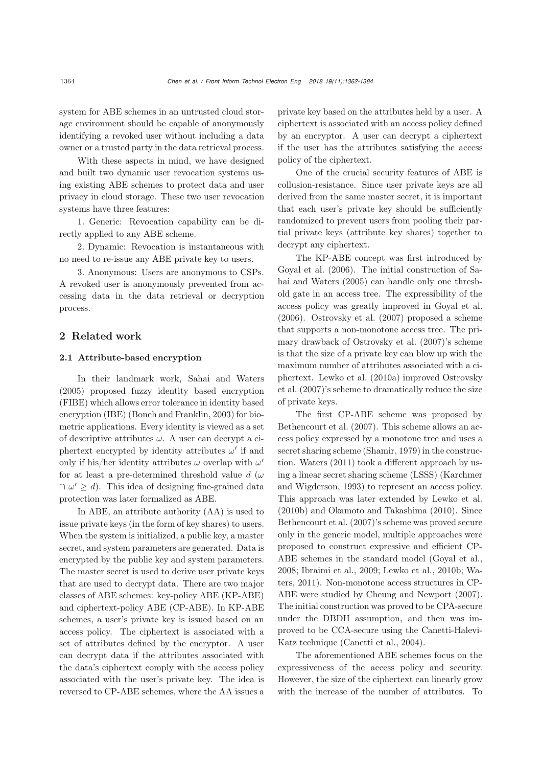system for ABE schemes in an untrusted cloud storage environment should be capable of anonymously identifying a revoked user without including a data owner or a trusted party in the data retrieval process.

With these aspects in mind, we have designed and built two dynamic user revocation systems using existing ABE schemes to protect data and user privacy in cloud storage. These two user revocation systems have three features:

1. Generic: Revocation capability can be directly applied to any ABE scheme.

2. Dynamic: Revocation is instantaneous with no need to re-issue any ABE private key to users.

3. Anonymous: Users are anonymous to CSPs. A revoked user is anonymously prevented from accessing data in the data retrieval or decryption process.

## 2 Related work

### 2.1 Attribute-based encryption

In their landmark work, Sahai and Waters (2005) proposed fuzzy identity based encryption (FIBE) which allows error tolerance in identity based encryption (IBE) (Boneh and Franklin, 2003) for biometric applications. Every identity is viewed as a set of descriptive attributes $\omega$. A user can decrypt a ciphertext encrypted by identity attributes $\omega'$ if and only if his/her identity attributes $\omega$ overlap with $\omega'$ for at least a pre-determined threshold value $d$ ($\omega \cap \omega' \geq d$). This idea of designing fine-grained data protection was later formalized as ABE.

In ABE, an attribute authority (AA) is used to issue private keys (in the form of key shares) to users. When the system is initialized, a public key, a master secret, and system parameters are generated. Data is encrypted by the public key and system parameters. The master secret is used to derive user private keys that are used to decrypt data. There are two major classes of ABE schemes: key-policy ABE (KP-ABE) and ciphertext-policy ABE (CP-ABE). In KP-ABE schemes, a user's private key is issued based on an access policy. The ciphertext is associated with a set of attributes defined by the encryptor. A user can decrypt data if the attributes associated with the data's ciphertext comply with the access policy associated with the user's private key. The idea is reversed to CP-ABE schemes, where the AA issues a private key based on the attributes held by a user. A ciphertext is associated with an access policy defined by an encryptor. A user can decrypt a ciphertext if the user has the attributes satisfying the access policy of the ciphertext.

One of the crucial security features of ABE is collusion-resistance. Since user private keys are all derived from the same master secret, it is important that each user's private key should be sufficiently randomized to prevent users from pooling their partial private keys (attribute key shares) together to decrypt any ciphertext.

The KP-ABE concept was first introduced by Goyal et al. (2006). The initial construction of Sahai and Waters (2005) can handle only one threshold gate in an access tree. The expressibility of the access policy was greatly improved in Goyal et al. (2006). Ostrovsky et al. (2007) proposed a scheme that supports a non-monotone access tree. The primary drawback of Ostrovsky et al. (2007)'s scheme is that the size of a private key can blow up with the maximum number of attributes associated with a ciphertext. Lewko et al. (2010a) improved Ostrovsky et al. (2007)'s scheme to dramatically reduce the size of private keys.

The first CP-ABE scheme was proposed by Bethencourt et al. (2007). This scheme allows an access policy expressed by a monotone tree and uses a secret sharing scheme (Shamir, 1979) in the construction. Waters (2011) took a different approach by using a linear secret sharing scheme (LSSS) (Karchmer and Wigderson, 1993) to represent an access policy. This approach was later extended by Lewko et al. (2010b) and Okamoto and Takashima (2010). Since Bethencourt et al. (2007)'s scheme was proved secure only in the generic model, multiple approaches were proposed to construct expressive and efficient CP-ABE schemes in the standard model (Goyal et al., 2008; Ibraimi et al., 2009; Lewko et al., 2010b; Waters, 2011). Non-monotone access structures in CP-ABE were studied by Cheung and Newport (2007). The initial construction was proved to be CPA-secure under the DBDH assumption, and then was improved to be CCA-secure using the Canetti-Halevi-Katz technique (Canetti et al., 2004).

The aforementioned ABE schemes focus on the expressiveness of the access policy and security. However, the size of the ciphertext can linearly grow with the increase of the number of attributes. To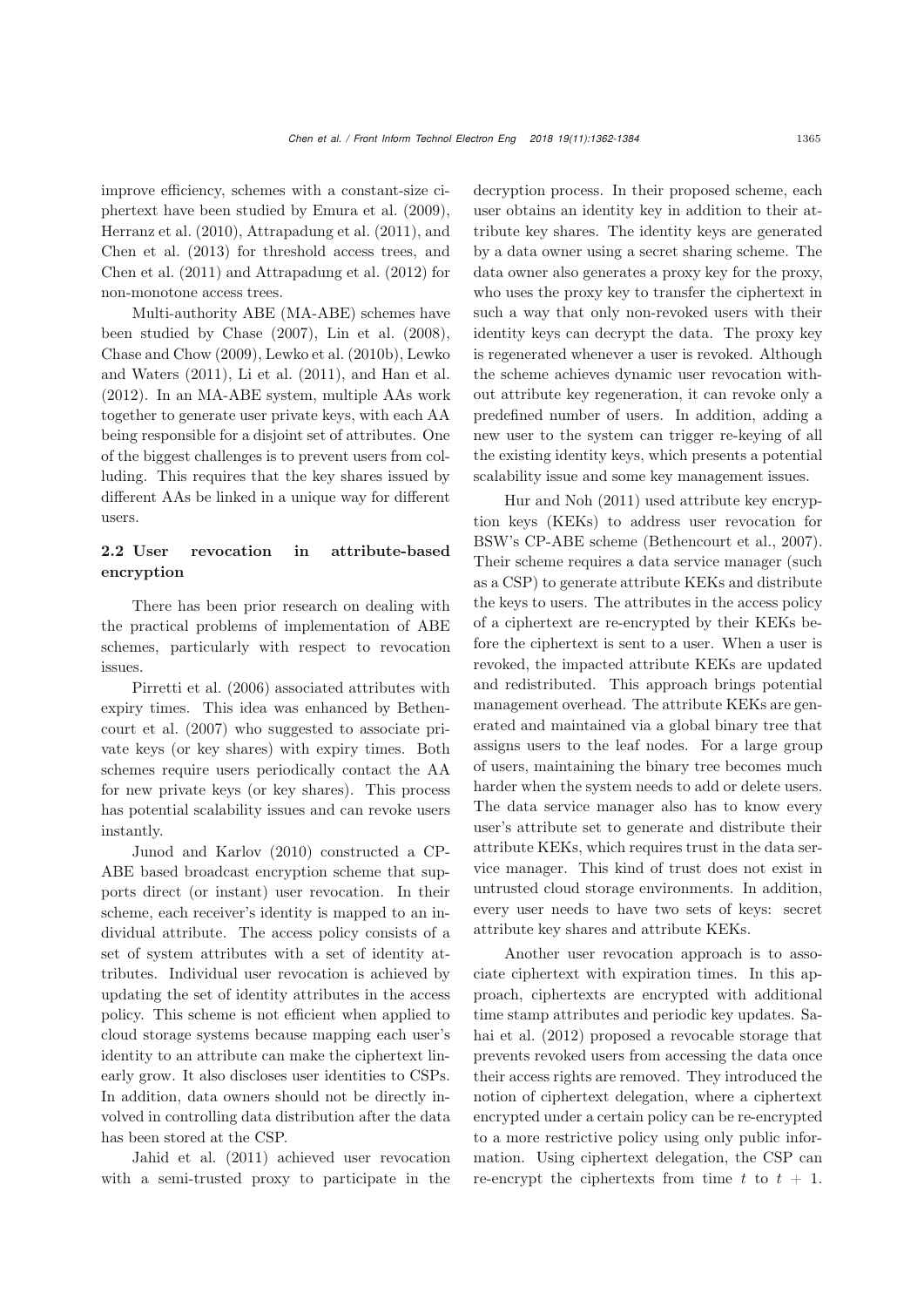improve efficiency, schemes with a constant-size ciphertext have been studied by Emura et al. (2009), Herranz et al. (2010), Attrapadung et al. (2011), and Chen et al. (2013) for threshold access trees, and Chen et al. (2011) and Attrapadung et al. (2012) for non-monotone access trees.

Multi-authority ABE (MA-ABE) schemes have been studied by Chase (2007), Lin et al. (2008), Chase and Chow (2009), Lewko et al. (2010b), Lewko and Waters (2011), Li et al. (2011), and Han et al. (2012). In an MA-ABE system, multiple AAs work together to generate user private keys, with each AA being responsible for a disjoint set of attributes. One of the biggest challenges is to prevent users from colluding. This requires that the key shares issued by different AAs be linked in a unique way for different users.

### 2.2 User revocation in attribute-based encryption

There has been prior research on dealing with the practical problems of implementation of ABE schemes, particularly with respect to revocation issues.

Pirretti et al. (2006) associated attributes with expiry times. This idea was enhanced by Bethencourt et al. (2007) who suggested to associate private keys (or key shares) with expiry times. Both schemes require users periodically contact the AA for new private keys (or key shares). This process has potential scalability issues and can revoke users instantly.

Junod and Karlov (2010) constructed a CP-ABE based broadcast encryption scheme that supports direct (or instant) user revocation. In their scheme, each receiver's identity is mapped to an individual attribute. The access policy consists of a set of system attributes with a set of identity attributes. Individual user revocation is achieved by updating the set of identity attributes in the access policy. This scheme is not efficient when applied to cloud storage systems because mapping each user's identity to an attribute can make the ciphertext linearly grow. It also discloses user identities to CSPs. In addition, data owners should not be directly involved in controlling data distribution after the data has been stored at the CSP.

Jahid et al. (2011) achieved user revocation with a semi-trusted proxy to participate in the decryption process. In their proposed scheme, each user obtains an identity key in addition to their attribute key shares. The identity keys are generated by a data owner using a secret sharing scheme. The data owner also generates a proxy key for the proxy, who uses the proxy key to transfer the ciphertext in such a way that only non-revoked users with their identity keys can decrypt the data. The proxy key is regenerated whenever a user is revoked. Although the scheme achieves dynamic user revocation without attribute key regeneration, it can revoke only a predefined number of users. In addition, adding a new user to the system can trigger re-keying of all the existing identity keys, which presents a potential scalability issue and some key management issues.

Hur and Noh (2011) used attribute key encryption keys (KEKs) to address user revocation for BSW's CP-ABE scheme (Bethencourt et al., 2007). Their scheme requires a data service manager (such as a CSP) to generate attribute KEKs and distribute the keys to users. The attributes in the access policy of a ciphertext are re-encrypted by their KEKs before the ciphertext is sent to a user. When a user is revoked, the impacted attribute KEKs are updated and redistributed. This approach brings potential management overhead. The attribute KEKs are generated and maintained via a global binary tree that assigns users to the leaf nodes. For a large group of users, maintaining the binary tree becomes much harder when the system needs to add or delete users. The data service manager also has to know every user's attribute set to generate and distribute their attribute KEKs, which requires trust in the data service manager. This kind of trust does not exist in untrusted cloud storage environments. In addition, every user needs to have two sets of keys: secret attribute key shares and attribute KEKs.

Another user revocation approach is to associate ciphertext with expiration times. In this approach, ciphertexts are encrypted with additional time stamp attributes and periodic key updates. Sahai et al. (2012) proposed a revocable storage that prevents revoked users from accessing the data once their access rights are removed. They introduced the notion of ciphertext delegation, where a ciphertext encrypted under a certain policy can be re-encrypted to a more restrictive policy using only public information. Using ciphertext delegation, the CSP can re-encrypt the ciphertexts from time $t$ to $t+1$.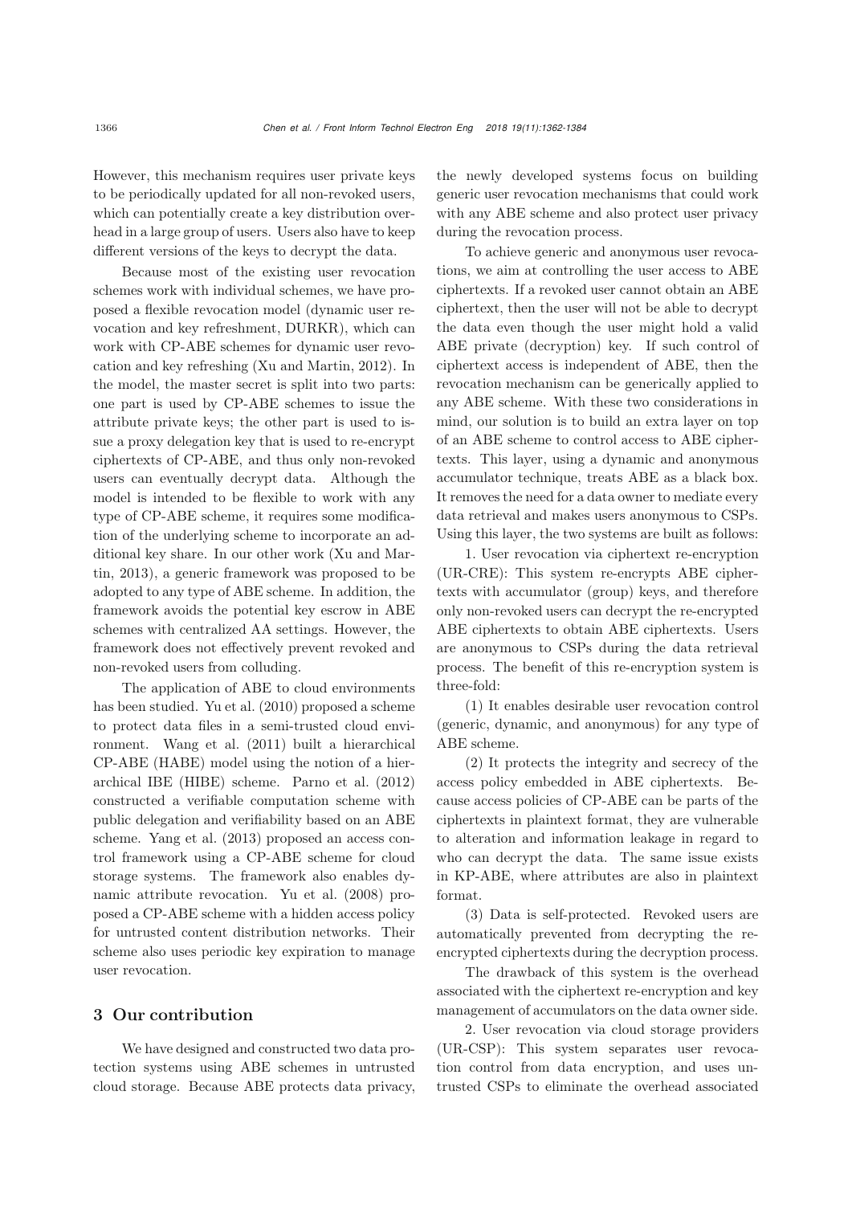However, this mechanism requires user private keys to be periodically updated for all non-revoked users, which can potentially create a key distribution overhead in a large group of users. Users also have to keep different versions of the keys to decrypt the data.

Because most of the existing user revocation schemes work with individual schemes, we have proposed a flexible revocation model (dynamic user revocation and key refreshment, DURKR), which can work with CP-ABE schemes for dynamic user revocation and key refreshing (Xu and Martin, 2012). In the model, the master secret is split into two parts: one part is used by CP-ABE schemes to issue the attribute private keys; the other part is used to issue a proxy delegation key that is used to re-encrypt ciphertexts of CP-ABE, and thus only non-revoked users can eventually decrypt data. Although the model is intended to be flexible to work with any type of CP-ABE scheme, it requires some modification of the underlying scheme to incorporate an additional key share. In our other work (Xu and Martin, 2013), a generic framework was proposed to be adopted to any type of ABE scheme. In addition, the framework avoids the potential key escrow in ABE schemes with centralized AA settings. However, the framework does not effectively prevent revoked and non-revoked users from colluding.

The application of ABE to cloud environments has been studied. Yu et al. (2010) proposed a scheme to protect data files in a semi-trusted cloud environment. Wang et al. (2011) built a hierarchical CP-ABE (HABE) model using the notion of a hierarchical IBE (HIBE) scheme. Parno et al. (2012) constructed a verifiable computation scheme with public delegation and verifiability based on an ABE scheme. Yang et al. (2013) proposed an access control framework using a CP-ABE scheme for cloud storage systems. The framework also enables dynamic attribute revocation. Yu et al. (2008) proposed a CP-ABE scheme with a hidden access policy for untrusted content distribution networks. Their scheme also uses periodic key expiration to manage user revocation.

## 3 Our contribution

We have designed and constructed two data protection systems using ABE schemes in untrusted cloud storage. Because ABE protects data privacy, the newly developed systems focus on building generic user revocation mechanisms that could work with any ABE scheme and also protect user privacy during the revocation process.

To achieve generic and anonymous user revocations, we aim at controlling the user access to ABE ciphertexts. If a revoked user cannot obtain an ABE ciphertext, then the user will not be able to decrypt the data even though the user might hold a valid ABE private (decryption) key. If such control of ciphertext access is independent of ABE, then the revocation mechanism can be generically applied to any ABE scheme. With these two considerations in mind, our solution is to build an extra layer on top of an ABE scheme to control access to ABE ciphertexts. This layer, using a dynamic and anonymous accumulator technique, treats ABE as a black box. It removes the need for a data owner to mediate every data retrieval and makes users anonymous to CSPs. Using this layer, the two systems are built as follows:

1. User revocation via ciphertext re-encryption (UR-CRE): This system re-encrypts ABE ciphertexts with accumulator (group) keys, and therefore only non-revoked users can decrypt the re-encrypted ABE ciphertexts to obtain ABE ciphertexts. Users are anonymous to CSPs during the data retrieval process. The benefit of this re-encryption system is three-fold:

(1) It enables desirable user revocation control (generic, dynamic, and anonymous) for any type of ABE scheme.

(2) It protects the integrity and secrecy of the access policy embedded in ABE ciphertexts. Because access policies of CP-ABE can be parts of the ciphertexts in plaintext format, they are vulnerable to alteration and information leakage in regard to who can decrypt the data. The same issue exists in KP-ABE, where attributes are also in plaintext format.

(3) Data is self-protected. Revoked users are automatically prevented from decrypting the re-encrypted ciphertexts during the decryption process.

The drawback of this system is the overhead associated with the ciphertext re-encryption and key management of accumulators on the data owner side.

2. User revocation via cloud storage providers (UR-CSP): This system separates user revocation control from data encryption, and uses untrusted CSPs to eliminate the overhead associated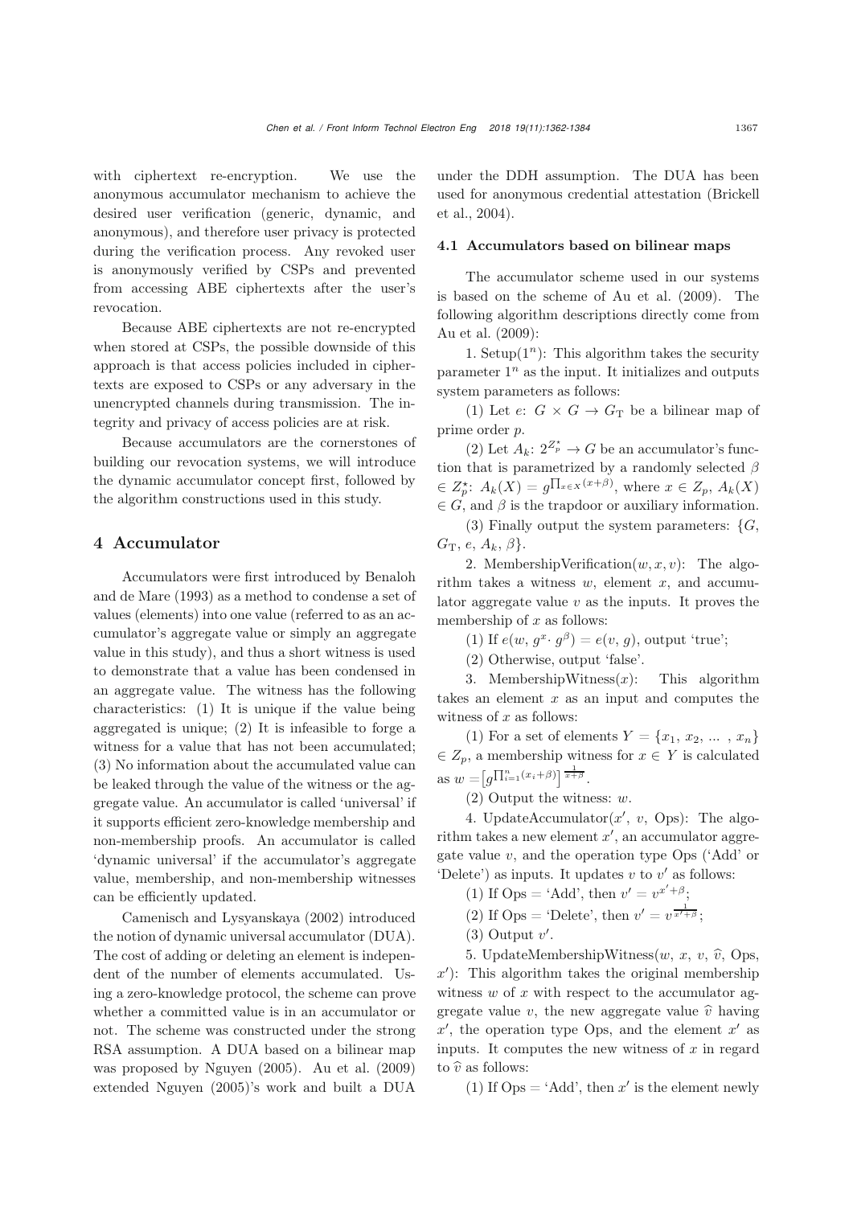with ciphertext re-encryption. We use the anonymous accumulator mechanism to achieve the desired user verification (generic, dynamic, and anonymous), and therefore user privacy is protected during the verification process. Any revoked user is anonymously verified by CSPs and prevented from accessing ABE ciphertexts after the user's revocation.

Because ABE ciphertexts are not re-encrypted when stored at CSPs, the possible downside of this approach is that access policies included in ciphertexts are exposed to CSPs or any adversary in the unencrypted channels during transmission. The integrity and privacy of access policies are at risk.

Because accumulators are the cornerstones of building our revocation systems, we will introduce the dynamic accumulator concept first, followed by the algorithm constructions used in this study.

## 4 Accumulator

Accumulators were first introduced by Benaloh and de Mare (1993) as a method to condense a set of values (elements) into one value (referred to as an accumulator's aggregate value or simply an aggregate value in this study), and thus a short witness is used to demonstrate that a value has been condensed in an aggregate value. The witness has the following characteristics: (1) It is unique if the value being aggregated is unique; (2) It is infeasible to forge a witness for a value that has not been accumulated; (3) No information about the accumulated value can be leaked through the value of the witness or the aggregate value. An accumulator is called 'universal' if it supports efficient zero-knowledge membership and non-membership proofs. An accumulator is called 'dynamic universal' if the accumulator's aggregate value, membership, and non-membership witnesses can be efficiently updated.

Camenisch and Lysyanskaya (2002) introduced the notion of dynamic universal accumulator (DUA). The cost of adding or deleting an element is independent of the number of elements accumulated. Using a zero-knowledge protocol, the scheme can prove whether a committed value is in an accumulator or not. The scheme was constructed under the strong RSA assumption. A DUA based on a bilinear map was proposed by Nguyen (2005). Au et al. (2009) extended Nguyen (2005)'s work and built a DUA under the DDH assumption. The DUA has been used for anonymous credential attestation (Brickell et al., 2004).

### 4.1 Accumulators based on bilinear maps

The accumulator scheme used in our systems is based on the scheme of Au et al. (2009). The following algorithm descriptions directly come from Au et al. (2009):

1. Setup($1^n$): This algorithm takes the security parameter $1^n$ as the input. It initializes and outputs system parameters as follows:

(1) Let $e$: $G \times G \rightarrow G_{\mathrm{T}}$ be a bilinear map of prime order $p$.

(2) Let $A_k$: $2^{Z_p^\star} \rightarrow G$ be an accumulator's function that is parametrized by a randomly selected $\beta \in Z_p^\star$: $A_k(X) = g^{\prod_{x \in X}(x+\beta)}$, where $x \in Z_p$, $A_k(X) \in G$, and $\beta$ is the trapdoor or auxiliary information.

(3) Finally output the system parameters: $\{G, G_{\mathrm{T}}, e, A_k, \beta\}$.

2. MembershipVerification$(w, x, v)$: The algorithm takes a witness $w$, element $x$, and accumulator aggregate value $v$ as the inputs. It proves the membership of $x$ as follows:

(1) If $e(w, g^x \cdot g^\beta) = e(v, g)$, output 'true';

(2) Otherwise, output 'false'.

3. MembershipWitness$(x)$: This algorithm takes an element $x$ as an input and computes the witness of $x$ as follows:

(1) For a set of elements $Y = \{x_1, x_2, \dots, x_n\} \in Z_p$, a membership witness for $x \in Y$ is calculated as $w = \left[g^{\prod_{i=1}^{n}(x_i+\beta)}\right]^{\frac{1}{x+\beta}}$.

(2) Output the witness: $w$.

4. UpdateAccumulator$(x', v, \text{Ops})$: The algorithm takes a new element $x'$, an accumulator aggregate value $v$, and the operation type Ops ('Add' or 'Delete') as inputs. It updates $v$ to $v'$ as follows:

(1) If Ops = 'Add', then $v' = v^{x'+\beta}$;

(2) If Ops = 'Delete', then $v' = v^{\frac{1}{x'+\beta}}$;

(3) Output $v'$.

5. UpdateMembershipWitness$(w, x, v, \widehat{v}, \text{Ops}, x')$: This algorithm takes the original membership witness $w$ of $x$ with respect to the accumulator aggregate value $v$, the new aggregate value $\widehat{v}$ having $x'$, the operation type Ops, and the element $x'$ as inputs. It computes the new witness of $x$ in regard to $\widehat{v}$ as follows:

(1) If Ops = 'Add', then $x'$ is the element newly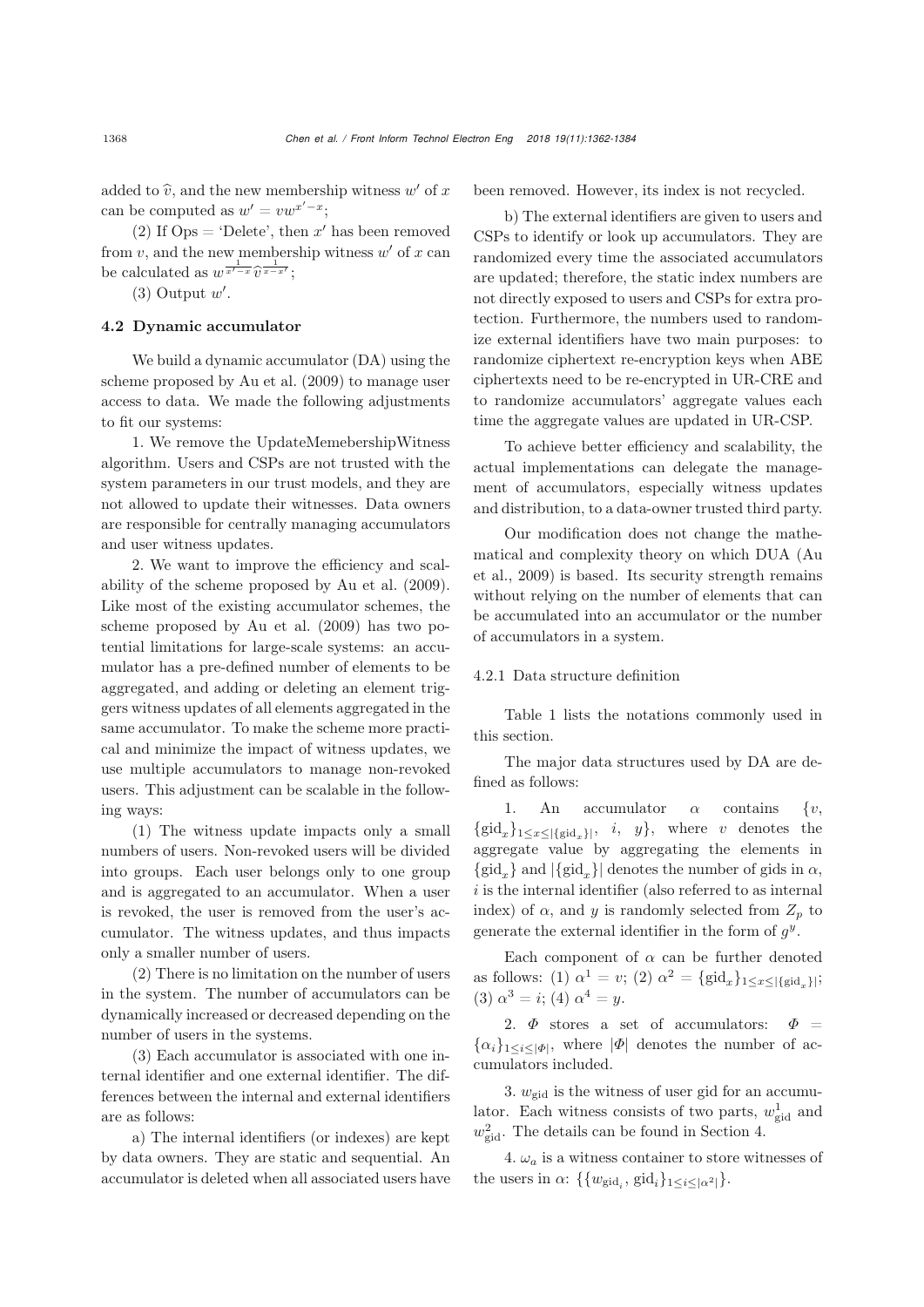added to $\widehat{v}$, and the new membership witness $w'$ of $x$ can be computed as $w' = vw^{x'-x}$;

(2) If Ops = 'Delete', then $x'$ has been removed from $v$, and the new membership witness $w'$ of $x$ can be calculated as $w^{\frac{1}{x'-x}} \widehat{v}^{\frac{1}{x-x'}}$;

(3) Output $w'$.

### 4.2 Dynamic accumulator

We build a dynamic accumulator (DA) using the scheme proposed by Au et al. (2009) to manage user access to data. We made the following adjustments to fit our systems:

1. We remove the UpdateMemebershipWitness algorithm. Users and CSPs are not trusted with the system parameters in our trust models, and they are not allowed to update their witnesses. Data owners are responsible for centrally managing accumulators and user witness updates.

2. We want to improve the efficiency and scalability of the scheme proposed by Au et al. (2009). Like most of the existing accumulator schemes, the scheme proposed by Au et al. (2009) has two potential limitations for large-scale systems: an accumulator has a pre-defined number of elements to be aggregated, and adding or deleting an element triggers witness updates of all elements aggregated in the same accumulator. To make the scheme more practical and minimize the impact of witness updates, we use multiple accumulators to manage non-revoked users. This adjustment can be scalable in the following ways:

(1) The witness update impacts only a small numbers of users. Non-revoked users will be divided into groups. Each user belongs only to one group and is aggregated to an accumulator. When a user is revoked, the user is removed from the user's accumulator. The witness updates, and thus impacts only a smaller number of users.

(2) There is no limitation on the number of users in the system. The number of accumulators can be dynamically increased or decreased depending on the number of users in the systems.

(3) Each accumulator is associated with one internal identifier and one external identifier. The differences between the internal and external identifiers are as follows:

a) The internal identifiers (or indexes) are kept by data owners. They are static and sequential. An accumulator is deleted when all associated users have been removed. However, its index is not recycled.

b) The external identifiers are given to users and CSPs to identify or look up accumulators. They are randomized every time the associated accumulators are updated; therefore, the static index numbers are not directly exposed to users and CSPs for extra protection. Furthermore, the numbers used to randomize external identifiers have two main purposes: to randomize ciphertext re-encryption keys when ABE ciphertexts need to be re-encrypted in UR-CRE and to randomize accumulators' aggregate values each time the aggregate values are updated in UR-CSP.

To achieve better efficiency and scalability, the actual implementations can delegate the management of accumulators, especially witness updates and distribution, to a data-owner trusted third party.

Our modification does not change the mathematical and complexity theory on which DUA (Au et al., 2009) is based. Its security strength remains without relying on the number of elements that can be accumulated into an accumulator or the number of accumulators in a system.

#### 4.2.1 Data structure definition

Table 1 lists the notations commonly used in this section.

The major data structures used by DA are defined as follows:

1. An accumulator $\alpha$ contains $\{v, \{\mathrm{gid}_x\}_{1\le x\le|\{\mathrm{gid}_x\}|}, i, y\}$, where $v$ denotes the aggregate value by aggregating the elements in $\{\mathrm{gid}_x\}$ and $|\{\mathrm{gid}_x\}|$ denotes the number of gids in $\alpha$, $i$ is the internal identifier (also referred to as internal index) of $\alpha$, and $y$ is randomly selected from $Z_p$ to generate the external identifier in the form of $g^y$.

Each component of $\alpha$ can be further denoted as follows: (1) $\alpha^1 = v$; (2) $\alpha^2 = \{\mathrm{gid}_x\}_{1\le x\le|\{\mathrm{gid}_x\}|}$; (3) $\alpha^3 = i$; (4) $\alpha^4 = y$.

2. $\Phi$ stores a set of accumulators: $\Phi = \{\alpha_i\}_{1\le i\le|\Phi|}$, where $|\Phi|$ denotes the number of accumulators included.

3. $w_{\mathrm{gid}}$ is the witness of user gid for an accumulator. Each witness consists of two parts, $w_{\mathrm{gid}}^1$ and $w_{\mathrm{gid}}^2$. The details can be found in Section 4.

4. $\omega_a$ is a witness container to store witnesses of the users in $\alpha$: $\{\{w_{\mathrm{gid}_i}, \mathrm{gid}_i\}_{1\le i\le|\alpha^2|}\}$.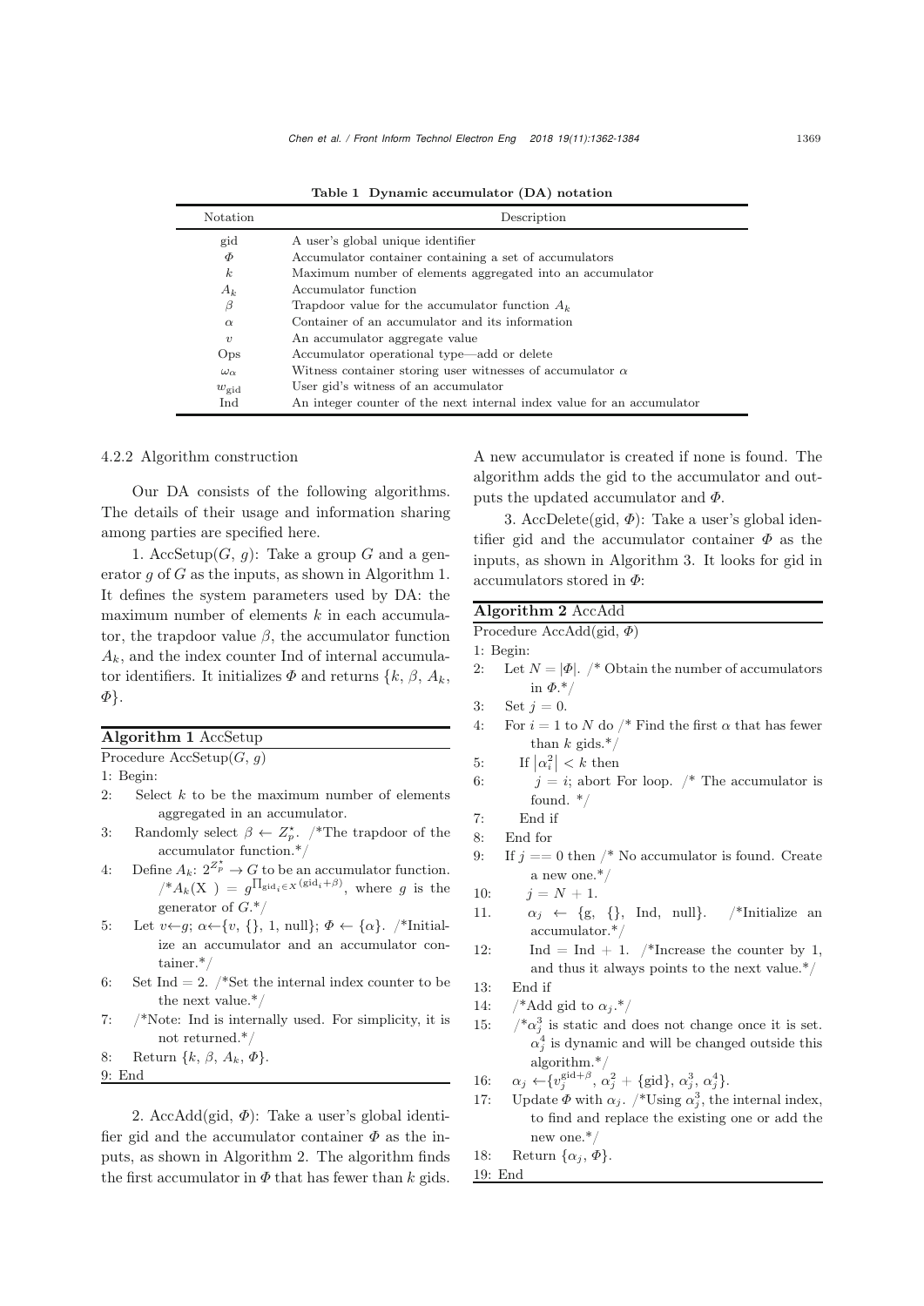**Table 1 Dynamic accumulator (DA) notation**

| Notation | Description |
|---|---|
| gid | A user's global unique identifier |
| $\Phi$ | Accumulator container containing a set of accumulators |
| $k$ | Maximum number of elements aggregated into an accumulator |
| $A_k$ | Accumulator function |
| $\beta$ | Trapdoor value for the accumulator function $A_k$ |
| $\alpha$ | Container of an accumulator and its information |
| $v$ | An accumulator aggregate value |
| Ops | Accumulator operational type—add or delete |
| $\omega_\alpha$ | Witness container storing user witnesses of accumulator $\alpha$ |
| $w_{\text{gid}}$ | User gid's witness of an accumulator |
| Ind | An integer counter of the next internal index value for an accumulator |

### 4.2.2 Algorithm construction

Our DA consists of the following algorithms. The details of their usage and information sharing among parties are specified here.

1. AccSetup($G$, $g$): Take a group $G$ and a generator $g$ of $G$ as the inputs, as shown in Algorithm 1. It defines the system parameters used by DA: the maximum number of elements $k$ in each accumulator, the trapdoor value $\beta$, the accumulator function $A_k$, and the index counter Ind of internal accumulator identifiers. It initializes $\Phi$ and returns $\{k, \beta, A_k, \Phi\}$.

**Algorithm 1** AccSetup

```
Procedure AccSetup(G, g)
1: Begin:
2:   Select k to be the maximum number of elements
       aggregated in an accumulator.
3:   Randomly select β ← Z*_p. /*The trapdoor of the
       accumulator function.*/
4:   Define A_k: 2^{Z*_p} → G to be an accumulator function.
       /*A_k(X) = g^{∏_{gid_i ∈ X}(gid_i + β)}, where g is the
       generator of G.*/
5:   Let v←g; α←{v, {}, 1, null}; Φ ← {α}. /*Initial-
       ize an accumulator and an accumulator con-
       tainer.*/
6:   Set Ind = 2. /*Set the internal index counter to be
       the next value.*/
7:   /*Note: Ind is internally used. For simplicity, it is
       not returned.*/
8:   Return {k, β, A_k, Φ}.
9: End
```

2. AccAdd(gid, $\Phi$): Take a user's global identifier gid and the accumulator container $\Phi$ as the inputs, as shown in Algorithm 2. The algorithm finds the first accumulator in $\Phi$ that has fewer than $k$ gids. A new accumulator is created if none is found. The algorithm adds the gid to the accumulator and outputs the updated accumulator and $\Phi$.

3. AccDelete(gid, $\Phi$): Take a user's global identifier gid and the accumulator container $\Phi$ as the inputs, as shown in Algorithm 3. It looks for gid in accumulators stored in $\Phi$:

**Algorithm 2** AccAdd

```
Procedure AccAdd(gid, Φ)
1: Begin:
2:   Let N = |Φ|. /* Obtain the number of accumulators
       in Φ.*/
3:   Set j = 0.
4:   For i = 1 to N do /* Find the first α that has fewer
       than k gids.*/
5:     If |α_i^2| < k then
6:       j = i; abort For loop. /* The accumulator is
         found. */
7:     End if
8:   End for
9:   If j == 0 then /* No accumulator is found. Create
       a new one.*/
10:    j = N + 1.
11.    α_j ← {g, {}, Ind, null}. /*Initialize an
       accumulator.*/
12:    Ind = Ind + 1. /*Increase the counter by 1,
       and thus it always points to the next value.*/
13:  End if
14:  /*Add gid to α_j.*/
15:  /*α_j^3 is static and does not change once it is set.
       α_j^4 is dynamic and will be changed outside this
       algorithm.*/
16:  α_j ← {v_j^{gid+β}, α_j^2 + {gid}, α_j^3, α_j^4}.
17:  Update Φ with α_j. /*Using α_j^3, the internal index,
       to find and replace the existing one or add the
       new one.*/
18:  Return {α_j, Φ}.
19: End
```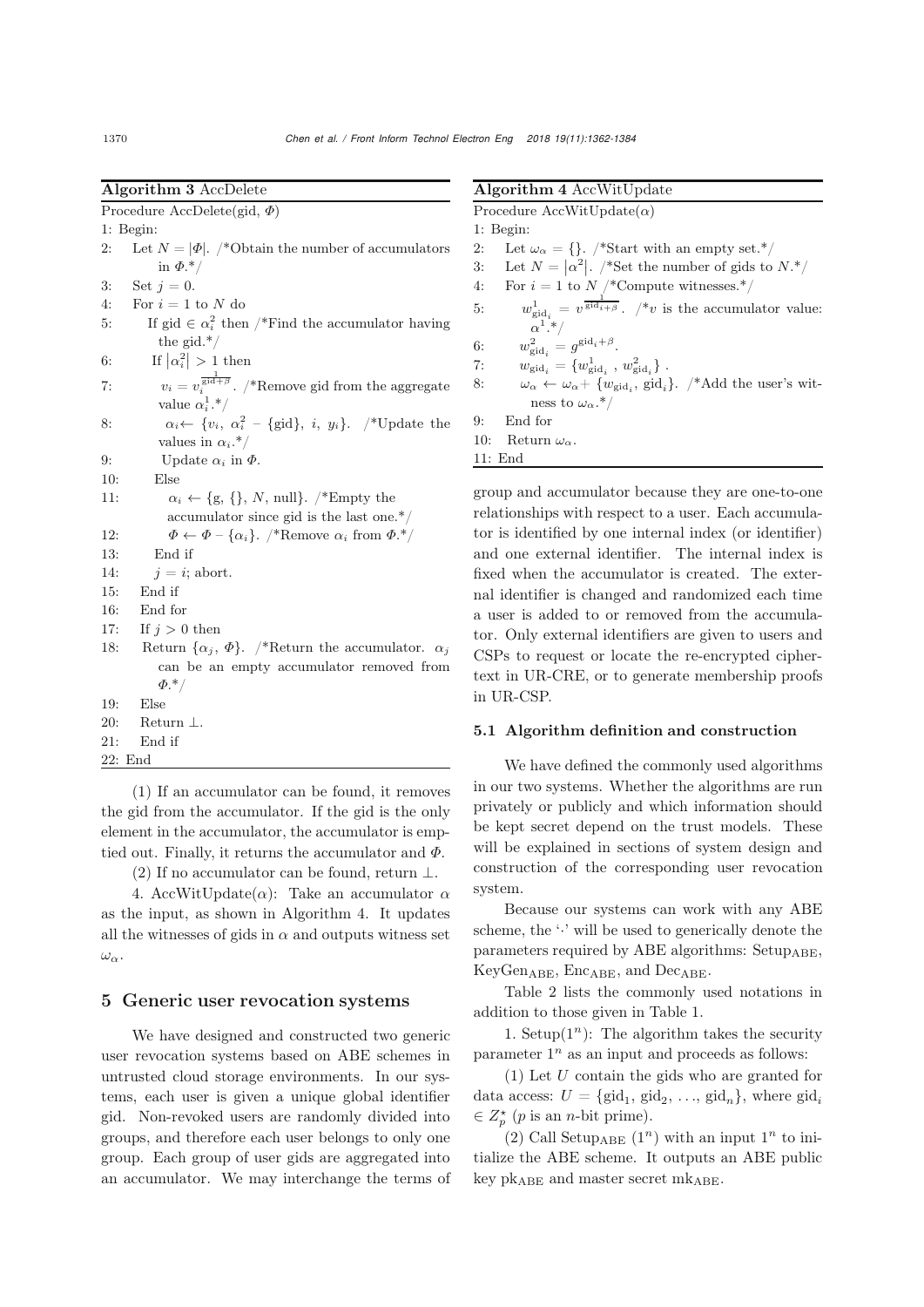**Algorithm 3** AccDelete

Procedure AccDelete(gid, $\Phi$)

1: Begin:

2: Let $N = |\Phi|$. /*Obtain the number of accumulators in $\Phi$.*/

3: Set $j = 0$.

4: For $i = 1$ to $N$ do

5: If gid $\in \alpha_i^2$ then /*Find the accumulator having the gid.*/

6: If $|\alpha_i^2| > 1$ then

7: $v_i = v_i^{\frac{1}{\text{gid}+\beta}}$. /*Remove gid from the aggregate value $\alpha_i^1$.*/

8: $\alpha_i \leftarrow \{v_i,\ \alpha_i^2 - \{\text{gid}\},\ i,\ y_i\}$. /*Update the values in $\alpha_i$.*/

9: Update $\alpha_i$ in $\Phi$.

10: Else

11: $\alpha_i \leftarrow \{\text{g}, \{\}, N, \text{null}\}$. /*Empty the accumulator since gid is the last one.*/

12: $\Phi \leftarrow \Phi - \{\alpha_i\}$. /*Remove $\alpha_i$ from $\Phi$.*/

13: End if

14: $j = i$; abort.

15: End if

16: End for

17: If $j > 0$ then

18: Return $\{\alpha_j, \Phi\}$. /*Return the accumulator. $\alpha_j$ can be an empty accumulator removed from $\Phi$.*/

19: Else

20: Return $\perp$.

21: End if

22: End

(1) If an accumulator can be found, it removes the gid from the accumulator. If the gid is the only element in the accumulator, the accumulator is emptied out. Finally, it returns the accumulator and $\Phi$.

(2) If no accumulator can be found, return $\perp$.

4. AccWitUpdate($\alpha$): Take an accumulator $\alpha$ as the input, as shown in Algorithm 4. It updates all the witnesses of gids in $\alpha$ and outputs witness set $\omega_\alpha$.

**Algorithm 4** AccWitUpdate

Procedure AccWitUpdate($\alpha$)

1: Begin:

2: Let $\omega_\alpha = \{\}$. /*Start with an empty set.*/

3: Let $N = |\alpha^2|$. /*Set the number of gids to $N$.*/

4: For $i = 1$ to $N$ /*Compute witnesses.*/

5: $w_{\text{gid}_i}^1 = v^{\frac{1}{\text{gid}_i+\beta}}$. /*$v$ is the accumulator value: $\alpha^1$.*/

6: $w_{\text{gid}_i}^2 = g^{\text{gid}_i+\beta}$.

7: $w_{\text{gid}_i} = \{w_{\text{gid}_i}^1,\ w_{\text{gid}_i}^2\}$.

8: $\omega_\alpha \leftarrow \omega_\alpha + \{w_{\text{gid}_i}, \text{gid}_i\}$. /*Add the user's witness to $\omega_\alpha$.*/

9: End for

10: Return $\omega_\alpha$.

11: End

## 5 Generic user revocation systems

We have designed and constructed two generic user revocation systems based on ABE schemes in untrusted cloud storage environments. In our systems, each user is given a unique global identifier gid. Non-revoked users are randomly divided into groups, and therefore each user belongs to only one group. Each group of user gids are aggregated into an accumulator. We may interchange the terms of group and accumulator because they are one-to-one relationships with respect to a user. Each accumulator is identified by one internal index (or identifier) and one external identifier. The internal index is fixed when the accumulator is created. The external identifier is changed and randomized each time a user is added to or removed from the accumulator. Only external identifiers are given to users and CSPs to request or locate the re-encrypted ciphertext in UR-CRE, or to generate membership proofs in UR-CSP.

### 5.1 Algorithm definition and construction

We have defined the commonly used algorithms in our two systems. Whether the algorithms are run privately or publicly and which information should be kept secret depend on the trust models. These will be explained in sections of system design and construction of the corresponding user revocation system.

Because our systems can work with any ABE scheme, the '·' will be used to generically denote the parameters required by ABE algorithms: $\text{Setup}_{\text{ABE}}$, $\text{KeyGen}_{\text{ABE}}$, $\text{Enc}_{\text{ABE}}$, and $\text{Dec}_{\text{ABE}}$.

Table 2 lists the commonly used notations in addition to those given in Table 1.

1. Setup($1^n$): The algorithm takes the security parameter $1^n$ as an input and proceeds as follows:

(1) Let $U$ contain the gids who are granted for data access: $U = \{\text{gid}_1, \text{gid}_2, \ldots, \text{gid}_n\}$, where $\text{gid}_i \in Z_p^\star$ ($p$ is an $n$-bit prime).

(2) Call $\text{Setup}_{\text{ABE}}$ ($1^n$) with an input $1^n$ to initialize the ABE scheme. It outputs an ABE public key $\text{pk}_{\text{ABE}}$ and master secret $\text{mk}_{\text{ABE}}$.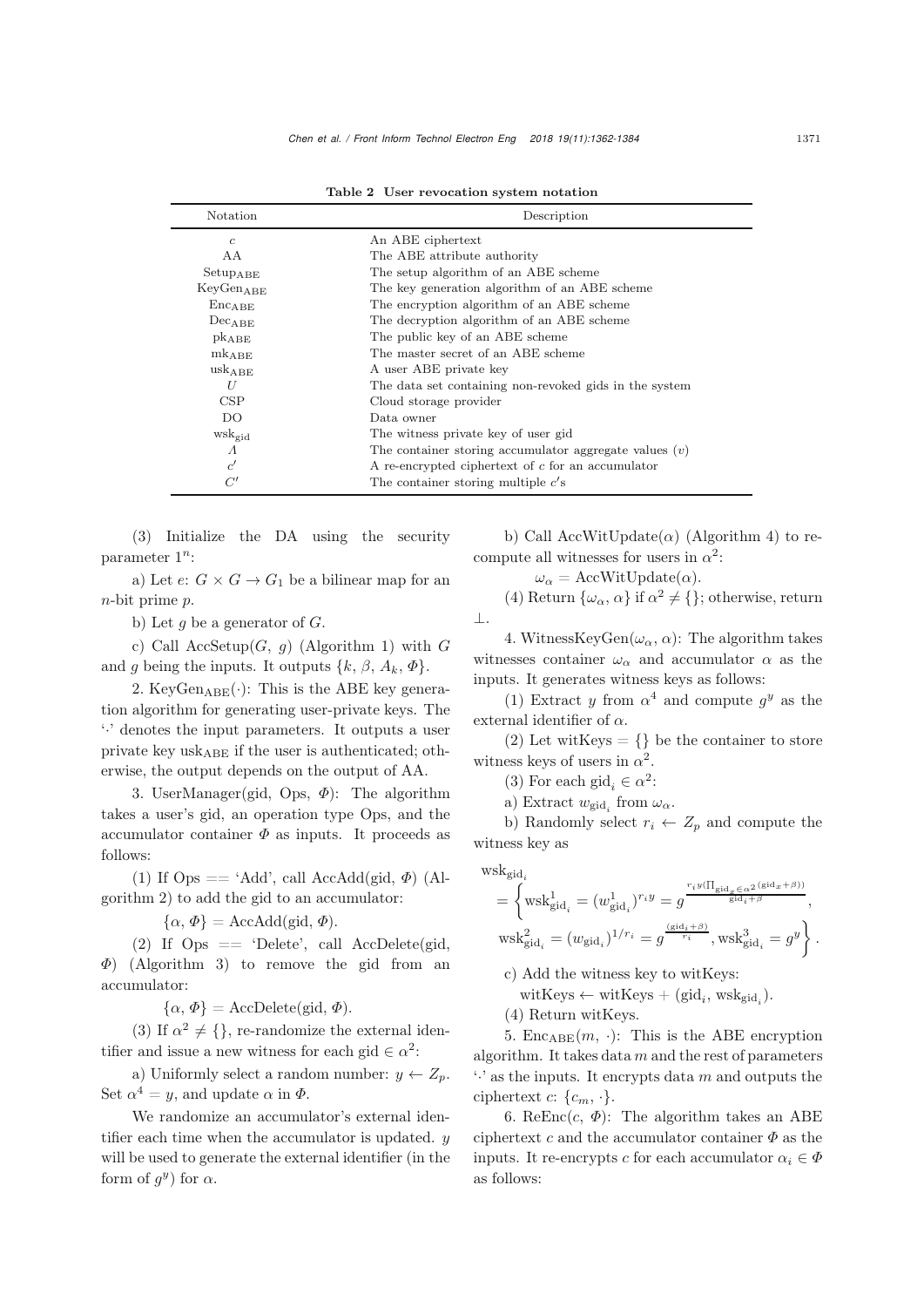**Table 2 User revocation system notation**

| Notation | Description |
|---|---|
| $c$ | An ABE ciphertext |
| AA | The ABE attribute authority |
| $\text{Setup}_{\text{ABE}}$ | The setup algorithm of an ABE scheme |
| $\text{KeyGen}_{\text{ABE}}$ | The key generation algorithm of an ABE scheme |
| $\text{Enc}_{\text{ABE}}$ | The encryption algorithm of an ABE scheme |
| $\text{Dec}_{\text{ABE}}$ | The decryption algorithm of an ABE scheme |
| $\text{pk}_{\text{ABE}}$ | The public key of an ABE scheme |
| $\text{mk}_{\text{ABE}}$ | The master secret of an ABE scheme |
| $\text{usk}_{\text{ABE}}$ | A user ABE private key |
| $U$ | The data set containing non-revoked gids in the system |
| CSP | Cloud storage provider |
| DO | Data owner |
| $\text{wsk}_{\text{gid}}$ | The witness private key of user gid |
| $\Lambda$ | The container storing accumulator aggregate values ($v$) |
| $c'$ | A re-encrypted ciphertext of $c$ for an accumulator |
| $C'$ | The container storing multiple $c'$s |

(3) Initialize the DA using the security parameter $1^n$:

a) Let $e$: $G \times G \rightarrow G_1$ be a bilinear map for an $n$-bit prime $p$.

b) Let $g$ be a generator of $G$.

c) Call AccSetup($G$, $g$) (Algorithm 1) with $G$ and $g$ being the inputs. It outputs $\{k, \beta, A_k, \Phi\}$.

2. $\text{KeyGen}_{\text{ABE}}(\cdot)$: This is the ABE key generation algorithm for generating user-private keys. The '$\cdot$' denotes the input parameters. It outputs a user private key $\text{usk}_{\text{ABE}}$ if the user is authenticated; otherwise, the output depends on the output of AA.

3. UserManager(gid, Ops, $\Phi$): The algorithm takes a user's gid, an operation type Ops, and the accumulator container $\Phi$ as inputs. It proceeds as follows:

(1) If Ops == 'Add', call AccAdd(gid, $\Phi$) (Algorithm 2) to add the gid to an accumulator:

$$\{\alpha, \Phi\} = \text{AccAdd}(\text{gid}, \Phi).$$

(2) If Ops == 'Delete', call AccDelete(gid, $\Phi$) (Algorithm 3) to remove the gid from an accumulator:

$$\{\alpha, \Phi\} = \text{AccDelete}(\text{gid}, \Phi).$$

(3) If $\alpha^2 \neq \{\}$, re-randomize the external identifier and issue a new witness for each gid $\in \alpha^2$:

a) Uniformly select a random number: $y \leftarrow Z_p$. Set $\alpha^4 = y$, and update $\alpha$ in $\Phi$.

We randomize an accumulator's external identifier each time when the accumulator is updated. $y$ will be used to generate the external identifier (in the form of $g^y$) for $\alpha$.

b) Call AccWitUpdate($\alpha$) (Algorithm 4) to recompute all witnesses for users in $\alpha^2$:

$$\omega_\alpha = \text{AccWitUpdate}(\alpha).$$

(4) Return $\{\omega_\alpha, \alpha\}$ if $\alpha^2 \neq \{\}$; otherwise, return $\perp$.

4. WitnessKeyGen($\omega_\alpha$, $\alpha$): The algorithm takes witnesses container $\omega_\alpha$ and accumulator $\alpha$ as the inputs. It generates witness keys as follows:

(1) Extract $y$ from $\alpha^4$ and compute $g^y$ as the external identifier of $\alpha$.

(2) Let witKeys = {} be the container to store witness keys of users in $\alpha^2$.

(3) For each $\text{gid}_i \in \alpha^2$:

a) Extract $w_{\text{gid}_i}$ from $\omega_\alpha$.

b) Randomly select $r_i \leftarrow Z_p$ and compute the witness key as

$$\text{wsk}_{\text{gid}_i} = \left\{ \text{wsk}^1_{\text{gid}_i} = (w^1_{\text{gid}_i})^{r_i y} = g^{\frac{r_i y (\prod_{\text{gid}_x \in \alpha^2}(\text{gid}_x + \beta))}{\text{gid}_i + \beta}}, \text{wsk}^2_{\text{gid}_i} = (w_{\text{gid}_i})^{1/r_i} = g^{\frac{(\text{gid}_i + \beta)}{r_i}}, \text{wsk}^3_{\text{gid}_i} = g^y \right\}.$$

c) Add the witness key to witKeys:

$$\text{witKeys} \leftarrow \text{witKeys} + (\text{gid}_i, \text{wsk}_{\text{gid}_i}).$$

(4) Return witKeys.

5. $\text{Enc}_{\text{ABE}}(m, \cdot)$: This is the ABE encryption algorithm. It takes data $m$ and the rest of parameters '$\cdot$' as the inputs. It encrypts data $m$ and outputs the ciphertext $c$: $\{c_m, \cdot\}$.

6. ReEnc($c$, $\Phi$): The algorithm takes an ABE ciphertext $c$ and the accumulator container $\Phi$ as the inputs. It re-encrypts $c$ for each accumulator $\alpha_i \in \Phi$ as follows: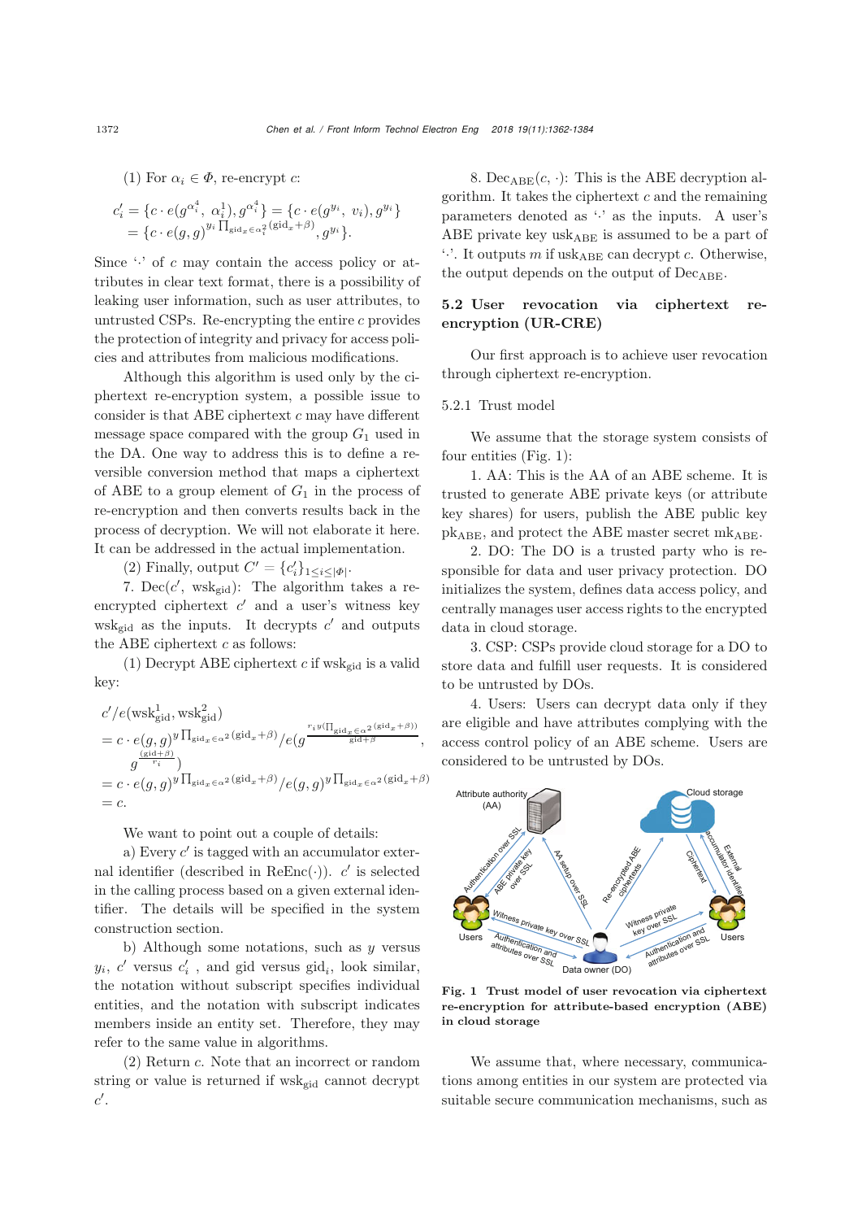(1) For $\alpha_i \in \Phi$, re-encrypt $c$:

$$c'_i = \{c \cdot e(g^{\alpha_i^4}, \alpha_i^1), g^{\alpha_i^4}\} = \{c \cdot e(g^{y_i}, v_i), g^{y_i}\} = \{c \cdot e(g, g)^{y_i \prod_{\mathrm{gid}_x \in \alpha_i^2} (\mathrm{gid}_x + \beta)}, g^{y_i}\}.$$

Since '·' of $c$ may contain the access policy or attributes in clear text format, there is a possibility of leaking user information, such as user attributes, to untrusted CSPs. Re-encrypting the entire $c$ provides the protection of integrity and privacy for access policies and attributes from malicious modifications.

Although this algorithm is used only by the ciphertext re-encryption system, a possible issue to consider is that ABE ciphertext $c$ may have different message space compared with the group $G_1$ used in the DA. One way to address this is to define a reversible conversion method that maps a ciphertext of ABE to a group element of $G_1$ in the process of re-encryption and then converts results back in the process of decryption. We will not elaborate it here. It can be addressed in the actual implementation.

(2) Finally, output $C' = \{c'_i\}_{1 \leq i \leq |\Phi|}$.

7. $\mathrm{Dec}(c', \mathrm{wsk}_{\mathrm{gid}})$: The algorithm takes a re-encrypted ciphertext $c'$ and a user's witness key $\mathrm{wsk}_{\mathrm{gid}}$ as the inputs. It decrypts $c'$ and outputs the ABE ciphertext $c$ as follows:

(1) Decrypt ABE ciphertext $c$ if $\mathrm{wsk}_{\mathrm{gid}}$ is a valid key:

$$\begin{aligned} &c'/e(\mathrm{wsk}^1_{\mathrm{gid}}, \mathrm{wsk}^2_{\mathrm{gid}}) \\ &= c \cdot e(g, g)^{y \prod_{\mathrm{gid}_x \in \alpha^2} (\mathrm{gid}_x + \beta)} / e(g^{\frac{r_i y (\prod_{\mathrm{gid}_x \in \alpha^2} (\mathrm{gid}_x + \beta))}{\mathrm{gid} + \beta}}, \\ &\quad g^{\frac{(\mathrm{gid}+\beta)}{r_i}}) \\ &= c \cdot e(g, g)^{y \prod_{\mathrm{gid}_x \in \alpha^2} (\mathrm{gid}_x + \beta)} / e(g, g)^{y \prod_{\mathrm{gid}_x \in \alpha^2} (\mathrm{gid}_x + \beta)} \\ &= c. \end{aligned}$$

We want to point out a couple of details:

a) Every $c'$ is tagged with an accumulator external identifier (described in $\mathrm{ReEnc}(\cdot)$). $c'$ is selected in the calling process based on a given external identifier. The details will be specified in the system construction section.

b) Although some notations, such as $y$ versus $y_i$, $c'$ versus $c'_i$, and gid versus $\mathrm{gid}_i$, look similar, the notation without subscript specifies individual entities, and the notation with subscript indicates members inside an entity set. Therefore, they may refer to the same value in algorithms.

(2) Return $c$. Note that an incorrect or random string or value is returned if $\mathrm{wsk}_{\mathrm{gid}}$ cannot decrypt $c'$.

8. $\mathrm{Dec}_{\mathrm{ABE}}(c, \cdot)$: This is the ABE decryption algorithm. It takes the ciphertext $c$ and the remaining parameters denoted as '·' as the inputs. A user's ABE private key $\mathrm{usk}_{\mathrm{ABE}}$ is assumed to be a part of '·'. It outputs $m$ if $\mathrm{usk}_{\mathrm{ABE}}$ can decrypt $c$. Otherwise, the output depends on the output of $\mathrm{Dec}_{\mathrm{ABE}}$.

## 5.2 User revocation via ciphertext re-encryption (UR-CRE)

Our first approach is to achieve user revocation through ciphertext re-encryption.

### 5.2.1 Trust model

We assume that the storage system consists of four entities (Fig. 1):

1. AA: This is the AA of an ABE scheme. It is trusted to generate ABE private keys (or attribute key shares) for users, publish the ABE public key $\mathrm{pk}_{\mathrm{ABE}}$, and protect the ABE master secret $\mathrm{mk}_{\mathrm{ABE}}$.

2. DO: The DO is a trusted party who is responsible for data and user privacy protection. DO initializes the system, defines data access policy, and centrally manages user access rights to the encrypted data in cloud storage.

3. CSP: CSPs provide cloud storage for a DO to store data and fulfill user requests. It is considered to be untrusted by DOs.

4. Users: Users can decrypt data only if they are eligible and have attributes complying with the access control policy of an ABE scheme. Users are considered to be untrusted by DOs.

**Fig. 1 Trust model of user revocation via ciphertext re-encryption for attribute-based encryption (ABE) in cloud storage**

We assume that, where necessary, communications among entities in our system are protected via suitable secure communication mechanisms, such as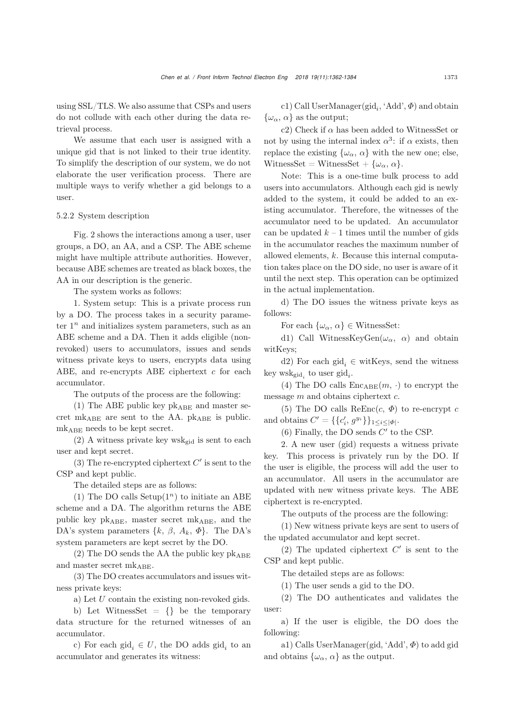using SSL/TLS. We also assume that CSPs and users do not collude with each other during the data retrieval process.

We assume that each user is assigned with a unique gid that is not linked to their true identity. To simplify the description of our system, we do not elaborate the user verification process. There are multiple ways to verify whether a gid belongs to a user.

#### 5.2.2 System description

Fig. 2 shows the interactions among a user, user groups, a DO, an AA, and a CSP. The ABE scheme might have multiple attribute authorities. However, because ABE schemes are treated as black boxes, the AA in our description is the generic.

The system works as follows:

1. System setup: This is a private process run by a DO. The process takes in a security parameter $1^n$ and initializes system parameters, such as an ABE scheme and a DA. Then it adds eligible (non-revoked) users to accumulators, issues and sends witness private keys to users, encrypts data using ABE, and re-encrypts ABE ciphertext $c$ for each accumulator.

The outputs of the process are the following:

(1) The ABE public key $\mathrm{pk}_{\mathrm{ABE}}$ and master secret $\mathrm{mk}_{\mathrm{ABE}}$ are sent to the AA. $\mathrm{pk}_{\mathrm{ABE}}$ is public. $\mathrm{mk}_{\mathrm{ABE}}$ needs to be kept secret.

(2) A witness private key $\mathrm{wsk}_{\mathrm{gid}}$ is sent to each user and kept secret.

(3) The re-encrypted ciphertext $C'$ is sent to the CSP and kept public.

The detailed steps are as follows:

(1) The DO calls $\mathrm{Setup}(1^n)$ to initiate an ABE scheme and a DA. The algorithm returns the ABE public key $\mathrm{pk}_{\mathrm{ABE}}$, master secret $\mathrm{mk}_{\mathrm{ABE}}$, and the DA's system parameters $\{k, \beta, A_k, \Phi\}$. The DA's system parameters are kept secret by the DO.

(2) The DO sends the AA the public key $\mathrm{pk}_{\mathrm{ABE}}$ and master secret $\mathrm{mk}_{\mathrm{ABE}}$.

(3) The DO creates accumulators and issues witness private keys:

a) Let $U$ contain the existing non-revoked gids.

b) Let WitnessSet $= \{\}$ be the temporary data structure for the returned witnesses of an accumulator.

c) For each $\mathrm{gid}_i \in U$, the DO adds $\mathrm{gid}_i$ to an accumulator and generates its witness:

c1) Call UserManager($\mathrm{gid}_i$, 'Add', $\Phi$) and obtain $\{\omega_\alpha, \alpha\}$ as the output;

c2) Check if $\alpha$ has been added to WitnessSet or not by using the internal index $\alpha$[3]: if $\alpha$ exists, then replace the existing $\{\omega_\alpha, \alpha\}$ with the new one; else, WitnessSet = WitnessSet + $\{\omega_\alpha, \alpha\}$.

Note: This is a one-time bulk process to add users into accumulators. Although each gid is newly added to the system, it could be added to an existing accumulator. Therefore, the witnesses of the accumulator need to be updated. An accumulator can be updated $k - 1$ times until the number of gids in the accumulator reaches the maximum number of allowed elements, $k$. Because this internal computation takes place on the DO side, no user is aware of it until the next step. This operation can be optimized in the actual implementation.

d) The DO issues the witness private keys as follows:

For each $\{\omega_\alpha, \alpha\} \in$ WitnessSet:

d1) Call WitnessKeyGen($\omega_\alpha$, $\alpha$) and obtain witKeys;

d2) For each $\mathrm{gid}_i \in$ witKeys, send the witness key $\mathrm{wsk}_{\mathrm{gid}_i}$ to user $\mathrm{gid}_i$.

(4) The DO calls $\mathrm{Enc}_{\mathrm{ABE}}(m, \cdot)$ to encrypt the message $m$ and obtains ciphertext $c$.

(5) The DO calls $\mathrm{ReEnc}(c, \Phi)$ to re-encrypt $c$ and obtains $C' = \{\{c'_i, g^{y_i}\}\}_{1 \le i \le |\Phi|}$.

(6) Finally, the DO sends $C'$ to the CSP.

2. A new user (gid) requests a witness private key. This process is privately run by the DO. If the user is eligible, the process will add the user to an accumulator. All users in the accumulator are updated with new witness private keys. The ABE ciphertext is re-encrypted.

The outputs of the process are the following:

(1) New witness private keys are sent to users of the updated accumulator and kept secret.

(2) The updated ciphertext $C'$ is sent to the CSP and kept public.

The detailed steps are as follows:

(1) The user sends a gid to the DO.

(2) The DO authenticates and validates the user:

a) If the user is eligible, the DO does the following:

a1) Calls UserManager(gid, 'Add', $\Phi$) to add gid and obtains $\{\omega_\alpha, \alpha\}$ as the output.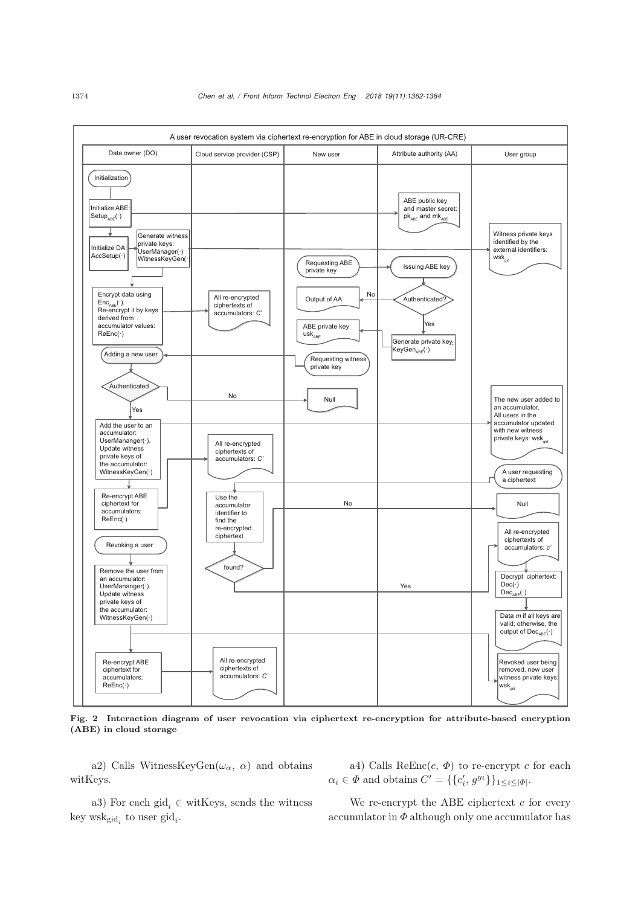**Fig. 2 Interaction diagram of user revocation via ciphertext re-encryption for attribute-based encryption (ABE) in cloud storage**

a2) Calls WitnessKeyGen($\omega_\alpha$, $\alpha$) and obtains witKeys.

a3) For each $\text{gid}_i \in$ witKeys, sends the witness key $\text{wsk}_{\text{gid}_i}$ to user $\text{gid}_i$.

a4) Calls ReEnc($c$, $\Phi$) to re-encrypt $c$ for each $\alpha_i \in \Phi$ and obtains $C' = \{\{c'_i, g^{y_i}\}\}_{1 \leq i \leq |\Phi|}$.

We re-encrypt the ABE ciphertext $c$ for every accumulator in $\Phi$ although only one accumulator has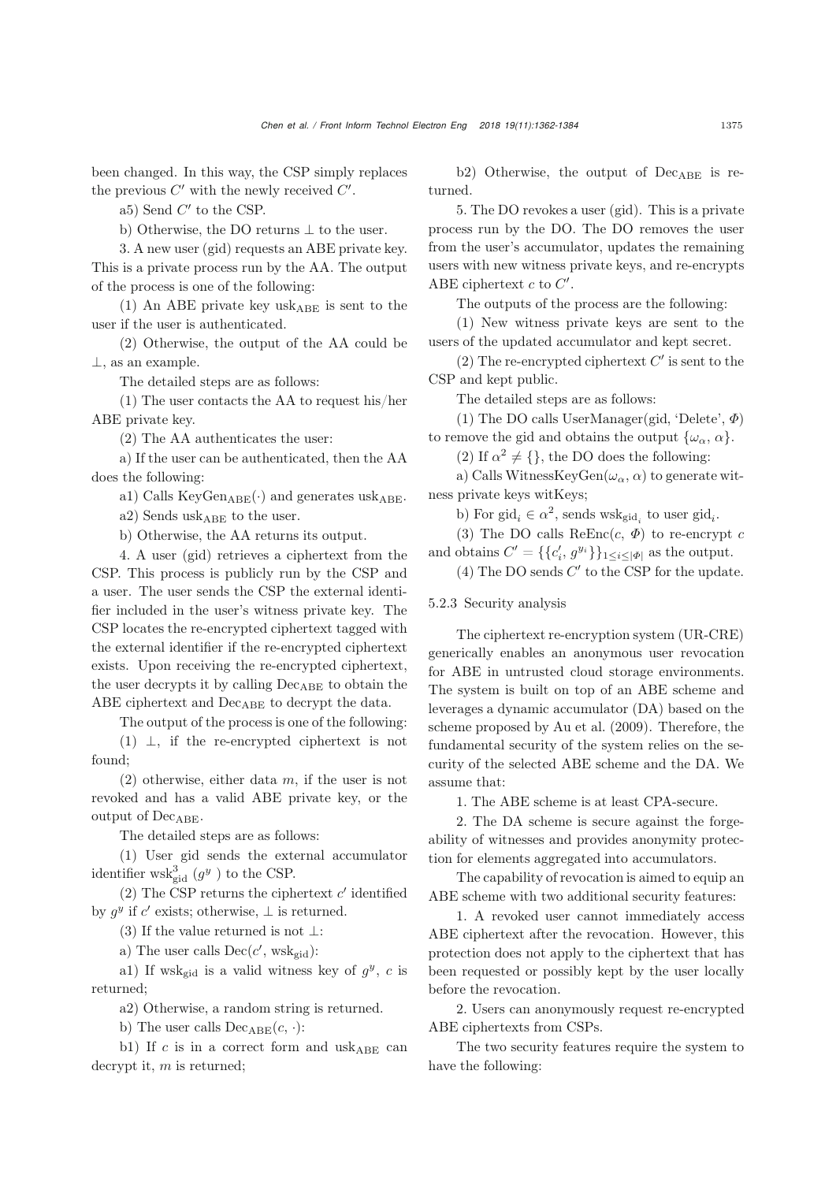been changed. In this way, the CSP simply replaces the previous $C'$ with the newly received $C'$.

a5) Send $C'$ to the CSP.

b) Otherwise, the DO returns $\perp$ to the user.

3. A new user (gid) requests an ABE private key. This is a private process run by the AA. The output of the process is one of the following:

(1) An ABE private key $\text{usk}_{\text{ABE}}$ is sent to the user if the user is authenticated.

(2) Otherwise, the output of the AA could be $\perp$, as an example.

The detailed steps are as follows:

(1) The user contacts the AA to request his/her ABE private key.

(2) The AA authenticates the user:

a) If the user can be authenticated, then the AA does the following:

a1) Calls $\text{KeyGen}_{\text{ABE}}(\cdot)$ and generates $\text{usk}_{\text{ABE}}$.

a2) Sends $\text{usk}_{\text{ABE}}$ to the user.

b) Otherwise, the AA returns its output.

4. A user (gid) retrieves a ciphertext from the CSP. This process is publicly run by the CSP and a user. The user sends the CSP the external identifier included in the user's witness private key. The CSP locates the re-encrypted ciphertext tagged with the external identifier if the re-encrypted ciphertext exists. Upon receiving the re-encrypted ciphertext, the user decrypts it by calling $\text{Dec}_{\text{ABE}}$ to obtain the ABE ciphertext and $\text{Dec}_{\text{ABE}}$ to decrypt the data.

The output of the process is one of the following:

(1) $\perp$, if the re-encrypted ciphertext is not found;

(2) otherwise, either data $m$, if the user is not revoked and has a valid ABE private key, or the output of $\text{Dec}_{\text{ABE}}$.

The detailed steps are as follows:

(1) User gid sends the external accumulator identifier $\text{wsk}^3_{\text{gid}}$ ($g^y$) to the CSP.

(2) The CSP returns the ciphertext $c'$ identified by $g^y$ if $c'$ exists; otherwise, $\perp$ is returned.

(3) If the value returned is not $\perp$:

a) The user calls $\text{Dec}(c', \text{wsk}_{\text{gid}})$:

a1) If $\text{wsk}_{\text{gid}}$ is a valid witness key of $g^y$, $c$ is returned;

a2) Otherwise, a random string is returned.

b) The user calls $\text{Dec}_{\text{ABE}}(c, \cdot)$:

b1) If $c$ is in a correct form and $\text{usk}_{\text{ABE}}$ can decrypt it, $m$ is returned;

b2) Otherwise, the output of $\text{Dec}_{\text{ABE}}$ is returned.

5. The DO revokes a user (gid). This is a private process run by the DO. The DO removes the user from the user's accumulator, updates the remaining users with new witness private keys, and re-encrypts ABE ciphertext $c$ to $C'$.

The outputs of the process are the following:

(1) New witness private keys are sent to the users of the updated accumulator and kept secret.

(2) The re-encrypted ciphertext $C'$ is sent to the CSP and kept public.

The detailed steps are as follows:

(1) The DO calls UserManager(gid, 'Delete', $\Phi$) to remove the gid and obtains the output $\{\omega_\alpha, \alpha\}$.

(2) If $\alpha^2 \neq \{\}$, the DO does the following:

a) Calls WitnessKeyGen($\omega_\alpha$, $\alpha$) to generate witness private keys witKeys;

b) For $\text{gid}_i \in \alpha^2$, sends $\text{wsk}_{\text{gid}_i}$ to user $\text{gid}_i$.

(3) The DO calls ReEnc($c$, $\Phi$) to re-encrypt $c$ and obtains $C' = \{\{c'_i, g^{y_i}\}\}_{1 \leq i \leq |\Phi|}$ as the output.

(4) The DO sends $C'$ to the CSP for the update.

#### 5.2.3 Security analysis

The ciphertext re-encryption system (UR-CRE) generically enables an anonymous user revocation for ABE in untrusted cloud storage environments. The system is built on top of an ABE scheme and leverages a dynamic accumulator (DA) based on the scheme proposed by Au et al. (2009). Therefore, the fundamental security of the system relies on the security of the selected ABE scheme and the DA. We assume that:

1. The ABE scheme is at least CPA-secure.

2. The DA scheme is secure against the forgeability of witnesses and provides anonymity protection for elements aggregated into accumulators.

The capability of revocation is aimed to equip an ABE scheme with two additional security features:

1. A revoked user cannot immediately access ABE ciphertext after the revocation. However, this protection does not apply to the ciphertext that has been requested or possibly kept by the user locally before the revocation.

2. Users can anonymously request re-encrypted ABE ciphertexts from CSPs.

The two security features require the system to have the following: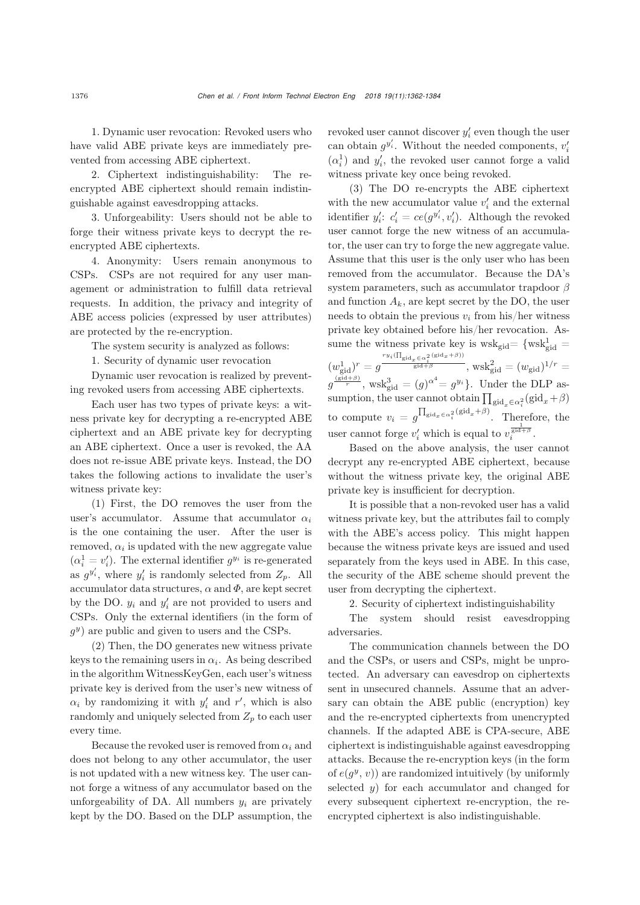1. Dynamic user revocation: Revoked users who have valid ABE private keys are immediately prevented from accessing ABE ciphertext.

2. Ciphertext indistinguishability: The re-encrypted ABE ciphertext should remain indistinguishable against eavesdropping attacks.

3. Unforgeability: Users should not be able to forge their witness private keys to decrypt the re-encrypted ABE ciphertexts.

4. Anonymity: Users remain anonymous to CSPs. CSPs are not required for any user management or administration to fulfill data retrieval requests. In addition, the privacy and integrity of ABE access policies (expressed by user attributes) are protected by the re-encryption.

The system security is analyzed as follows:

1. Security of dynamic user revocation

Dynamic user revocation is realized by preventing revoked users from accessing ABE ciphertexts.

Each user has two types of private keys: a witness private key for decrypting a re-encrypted ABE ciphertext and an ABE private key for decrypting an ABE ciphertext. Once a user is revoked, the AA does not re-issue ABE private keys. Instead, the DO takes the following actions to invalidate the user's witness private key:

(1) First, the DO removes the user from the user's accumulator. Assume that accumulator $\alpha_i$ is the one containing the user. After the user is removed, $\alpha_i$ is updated with the new aggregate value ($\alpha_i^1 = v_i'$). The external identifier $g^{y_i}$ is re-generated as $g^{y_i'}$, where $y_i'$ is randomly selected from $Z_p$. All accumulator data structures, $\alpha$ and $\Phi$, are kept secret by the DO. $y_i$ and $y_i'$ are not provided to users and CSPs. Only the external identifiers (in the form of $g^y$) are public and given to users and the CSPs.

(2) Then, the DO generates new witness private keys to the remaining users in $\alpha_i$. As being described in the algorithm WitnessKeyGen, each user's witness private key is derived from the user's new witness of $\alpha_i$ by randomizing it with $y_i'$ and $r'$, which is also randomly and uniquely selected from $Z_p$ to each user every time.

Because the revoked user is removed from $\alpha_i$ and does not belong to any other accumulator, the user is not updated with a new witness key. The user cannot forge a witness of any accumulator based on the unforgeability of DA. All numbers $y_i$ are privately kept by the DO. Based on the DLP assumption, the revoked user cannot discover $y_i'$ even though the user can obtain $g^{y_i'}$. Without the needed components, $v_i'$ ($\alpha_i^1$) and $y_i'$, the revoked user cannot forge a valid witness private key once being revoked.

(3) The DO re-encrypts the ABE ciphertext with the new accumulator value $v_i'$ and the external identifier $y_i'$: $c_i' = ce(g^{y_i'}, v_i')$. Although the revoked user cannot forge the new witness of an accumulator, the user can try to forge the new aggregate value. Assume that this user is the only user who has been removed from the accumulator. Because the DA's system parameters, such as accumulator trapdoor $\beta$ and function $A_k$, are kept secret by the DO, the user needs to obtain the previous $v_i$ from his/her witness private key obtained before his/her revocation. Assume the witness private key is $\text{wsk}_{\text{gid}} = \{\text{wsk}_{\text{gid}}^1 = (w_{\text{gid}}^1)^r = g^{\frac{ry_i(\prod_{\text{gid}_x \in \alpha_i^2}(\text{gid}_x+\beta))}{\text{gid}+\beta}}, \text{wsk}_{\text{gid}}^2 = (w_{\text{gid}})^{1/r} = g^{\frac{(\text{gid}+\beta)}{r}}, \text{wsk}_{\text{gid}}^3 = (g)^{\alpha^4} = g^{y_i}\}$. Under the DLP assumption, the user cannot obtain $\prod_{\text{gid}_x \in \alpha_i^2}(\text{gid}_x+\beta)$ to compute $v_i = g^{\prod_{\text{gid}_x \in \alpha_i^2}(\text{gid}_x+\beta)}$. Therefore, the user cannot forge $v_i'$ which is equal to $v_i^{\frac{1}{\text{gid}+\beta}}$.

Based on the above analysis, the user cannot decrypt any re-encrypted ABE ciphertext, because without the witness private key, the original ABE private key is insufficient for decryption.

It is possible that a non-revoked user has a valid witness private key, but the attributes fail to comply with the ABE's access policy. This might happen because the witness private keys are issued and used separately from the keys used in ABE. In this case, the security of the ABE scheme should prevent the user from decrypting the ciphertext.

2. Security of ciphertext indistinguishability

The system should resist eavesdropping adversaries.

The communication channels between the DO and the CSPs, or users and CSPs, might be unprotected. An adversary can eavesdrop on ciphertexts sent in unsecured channels. Assume that an adversary can obtain the ABE public (encryption) key and the re-encrypted ciphertexts from unencrypted channels. If the adapted ABE is CPA-secure, ABE ciphertext is indistinguishable against eavesdropping attacks. Because the re-encryption keys (in the form of $e(g^y, v)$) are randomized intuitively (by uniformly selected $y$) for each accumulator and changed for every subsequent ciphertext re-encryption, the re-encrypted ciphertext is also indistinguishable.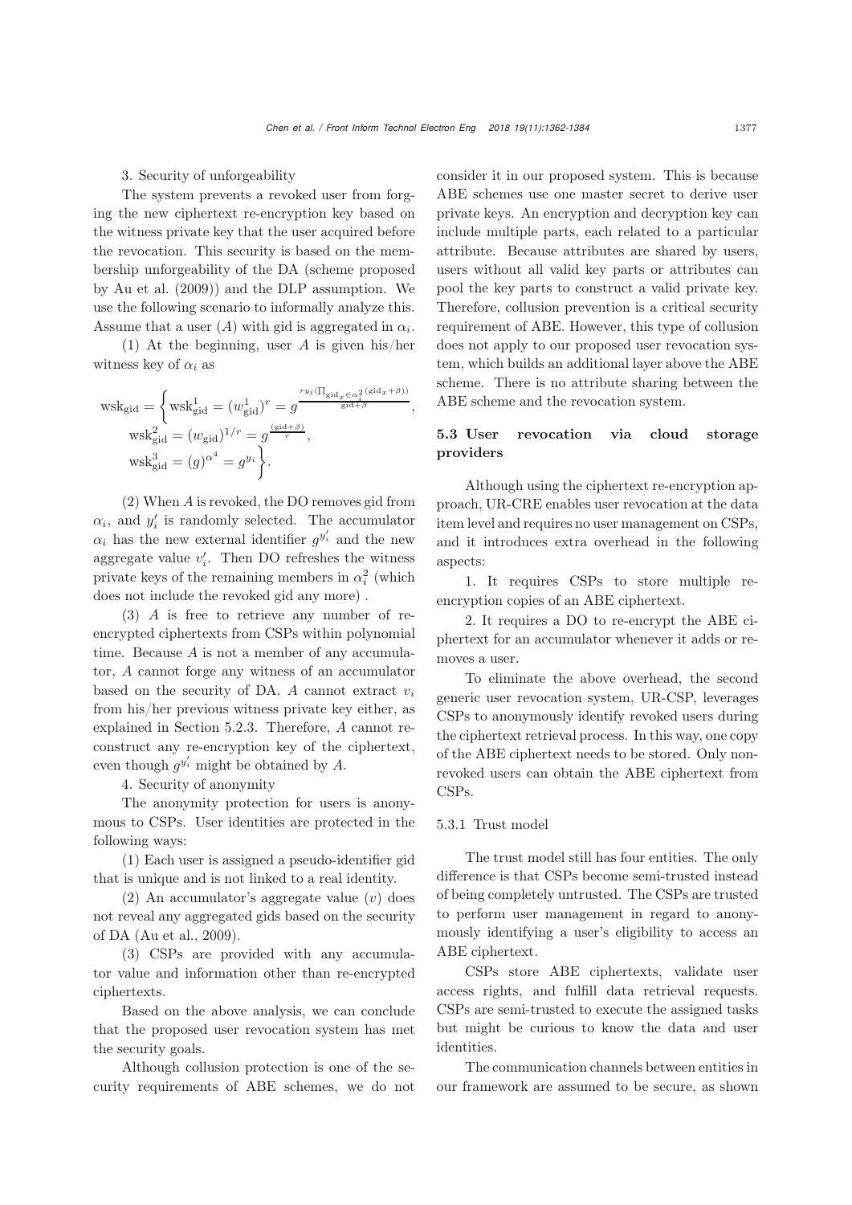3. Security of unforgeability

The system prevents a revoked user from forging the new ciphertext re-encryption key based on the witness private key that the user acquired before the revocation. This security is based on the membership unforgeability of the DA (scheme proposed by Au et al. (2009)) and the DLP assumption. We use the following scenario to informally analyze this. Assume that a user ($A$) with gid is aggregated in $\alpha_i$.

(1) At the beginning, user $A$ is given his/her witness key of $\alpha_i$ as

$$\mathrm{wsk}_{\mathrm{gid}} = \left\{ \mathrm{wsk}^1_{\mathrm{gid}} = (w^1_{\mathrm{gid}})^r = g^{\frac{ry_i(\prod_{\mathrm{gid}_x \in \alpha_i^2}(\mathrm{gid}_x+\beta))}{\mathrm{gid}+\beta}}, \right.$$
$$\mathrm{wsk}^2_{\mathrm{gid}} = (w_{\mathrm{gid}})^{1/r} = g^{\frac{(\mathrm{gid}+\beta)}{r}},$$
$$\left. \mathrm{wsk}^3_{\mathrm{gid}} = (g)^{\alpha^4} = g^{y_i} \right\}.$$

(2) When $A$ is revoked, the DO removes gid from $\alpha_i$, and $y'_i$ is randomly selected. The accumulator $\alpha_i$ has the new external identifier $g^{y'_i}$ and the new aggregate value $v'_i$. Then DO refreshes the witness private keys of the remaining members in $\alpha_i^2$ (which does not include the revoked gid any more) .

(3) $A$ is free to retrieve any number of re-encrypted ciphertexts from CSPs within polynomial time. Because $A$ is not a member of any accumulator, $A$ cannot forge any witness of an accumulator based on the security of DA. $A$ cannot extract $v_i$ from his/her previous witness private key either, as explained in Section 5.2.3. Therefore, $A$ cannot reconstruct any re-encryption key of the ciphertext, even though $g^{y'_i}$ might be obtained by $A$.

4. Security of anonymity

The anonymity protection for users is anonymous to CSPs. User identities are protected in the following ways:

(1) Each user is assigned a pseudo-identifier gid that is unique and is not linked to a real identity.

(2) An accumulator's aggregate value ($v$) does not reveal any aggregated gids based on the security of DA (Au et al., 2009).

(3) CSPs are provided with any accumulator value and information other than re-encrypted ciphertexts.

Based on the above analysis, we can conclude that the proposed user revocation system has met the security goals.

Although collusion protection is one of the security requirements of ABE schemes, we do not consider it in our proposed system. This is because ABE schemes use one master secret to derive user private keys. An encryption and decryption key can include multiple parts, each related to a particular attribute. Because attributes are shared by users, users without all valid key parts or attributes can pool the key parts to construct a valid private key. Therefore, collusion prevention is a critical security requirement of ABE. However, this type of collusion does not apply to our proposed user revocation system, which builds an additional layer above the ABE scheme. There is no attribute sharing between the ABE scheme and the revocation system.

### 5.3 User revocation via cloud storage providers

Although using the ciphertext re-encryption approach, UR-CRE enables user revocation at the data item level and requires no user management on CSPs, and it introduces extra overhead in the following aspects:

1. It requires CSPs to store multiple re-encryption copies of an ABE ciphertext.

2. It requires a DO to re-encrypt the ABE ciphertext for an accumulator whenever it adds or removes a user.

To eliminate the above overhead, the second generic user revocation system, UR-CSP, leverages CSPs to anonymously identify revoked users during the ciphertext retrieval process. In this way, one copy of the ABE ciphertext needs to be stored. Only non-revoked users can obtain the ABE ciphertext from CSPs.

#### 5.3.1 Trust model

The trust model still has four entities. The only difference is that CSPs become semi-trusted instead of being completely untrusted. The CSPs are trusted to perform user management in regard to anonymously identifying a user's eligibility to access an ABE ciphertext.

CSPs store ABE ciphertexts, validate user access rights, and fulfill data retrieval requests. CSPs are semi-trusted to execute the assigned tasks but might be curious to know the data and user identities.

The communication channels between entities in our framework are assumed to be secure, as shown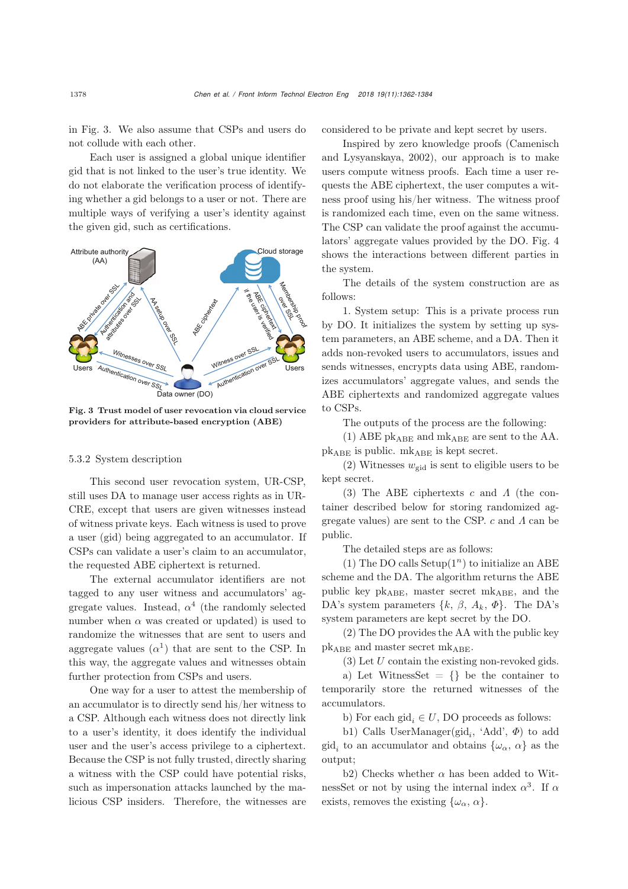in Fig. 3. We also assume that CSPs and users do not collude with each other.

Each user is assigned a global unique identifier gid that is not linked to the user's true identity. We do not elaborate the verification process of identifying whether a gid belongs to a user or not. There are multiple ways of verifying a user's identity against the given gid, such as certifications.

**Fig. 3 Trust model of user revocation via cloud service providers for attribute-based encryption (ABE)**

#### 5.3.2 System description

This second user revocation system, UR-CSP, still uses DA to manage user access rights as in UR-CRE, except that users are given witnesses instead of witness private keys. Each witness is used to prove a user (gid) being aggregated to an accumulator. If CSPs can validate a user's claim to an accumulator, the requested ABE ciphertext is returned.

The external accumulator identifiers are not tagged to any user witness and accumulators' aggregate values. Instead, $\alpha^4$ (the randomly selected number when $\alpha$ was created or updated) is used to randomize the witnesses that are sent to users and aggregate values ($\alpha^1$) that are sent to the CSP. In this way, the aggregate values and witnesses obtain further protection from CSPs and users.

One way for a user to attest the membership of an accumulator is to directly send his/her witness to a CSP. Although each witness does not directly link to a user's identity, it does identify the individual user and the user's access privilege to a ciphertext. Because the CSP is not fully trusted, directly sharing a witness with the CSP could have potential risks, such as impersonation attacks launched by the malicious CSP insiders. Therefore, the witnesses are considered to be private and kept secret by users.

Inspired by zero knowledge proofs (Camenisch and Lysyanskaya, 2002), our approach is to make users compute witness proofs. Each time a user requests the ABE ciphertext, the user computes a witness proof using his/her witness. The witness proof is randomized each time, even on the same witness. The CSP can validate the proof against the accumulators' aggregate values provided by the DO. Fig. 4 shows the interactions between different parties in the system.

The details of the system construction are as follows:

1. System setup: This is a private process run by DO. It initializes the system by setting up system parameters, an ABE scheme, and a DA. Then it adds non-revoked users to accumulators, issues and sends witnesses, encrypts data using ABE, randomizes accumulators' aggregate values, and sends the ABE ciphertexts and randomized aggregate values to CSPs.

The outputs of the process are the following:

(1) ABE $\mathrm{pk}_{\mathrm{ABE}}$ and $\mathrm{mk}_{\mathrm{ABE}}$ are sent to the AA. $\mathrm{pk}_{\mathrm{ABE}}$ is public. $\mathrm{mk}_{\mathrm{ABE}}$ is kept secret.

(2) Witnesses $w_{\mathrm{gid}}$ is sent to eligible users to be kept secret.

(3) The ABE ciphertexts $c$ and $\Lambda$ (the container described below for storing randomized aggregate values) are sent to the CSP. $c$ and $\Lambda$ can be public.

The detailed steps are as follows:

(1) The DO calls Setup($1^n$) to initialize an ABE scheme and the DA. The algorithm returns the ABE public key $\mathrm{pk}_{\mathrm{ABE}}$, master secret $\mathrm{mk}_{\mathrm{ABE}}$, and the DA's system parameters $\{k, \beta, A_k, \Phi\}$. The DA's system parameters are kept secret by the DO.

(2) The DO provides the AA with the public key $\mathrm{pk}_{\mathrm{ABE}}$ and master secret $\mathrm{mk}_{\mathrm{ABE}}$.

(3) Let $U$ contain the existing non-revoked gids.

a) Let WitnessSet $= \{\}$ be the container to temporarily store the returned witnesses of the accumulators.

b) For each $\mathrm{gid}_i \in U$, DO proceeds as follows:

b1) Calls UserManager($\mathrm{gid}_i$, 'Add', $\Phi$) to add $\mathrm{gid}_i$ to an accumulator and obtains $\{\omega_\alpha, \alpha\}$ as the output;

b2) Checks whether $\alpha$ has been added to WitnessSet or not by using the internal index $\alpha^3$. If $\alpha$ exists, removes the existing $\{\omega_\alpha, \alpha\}$.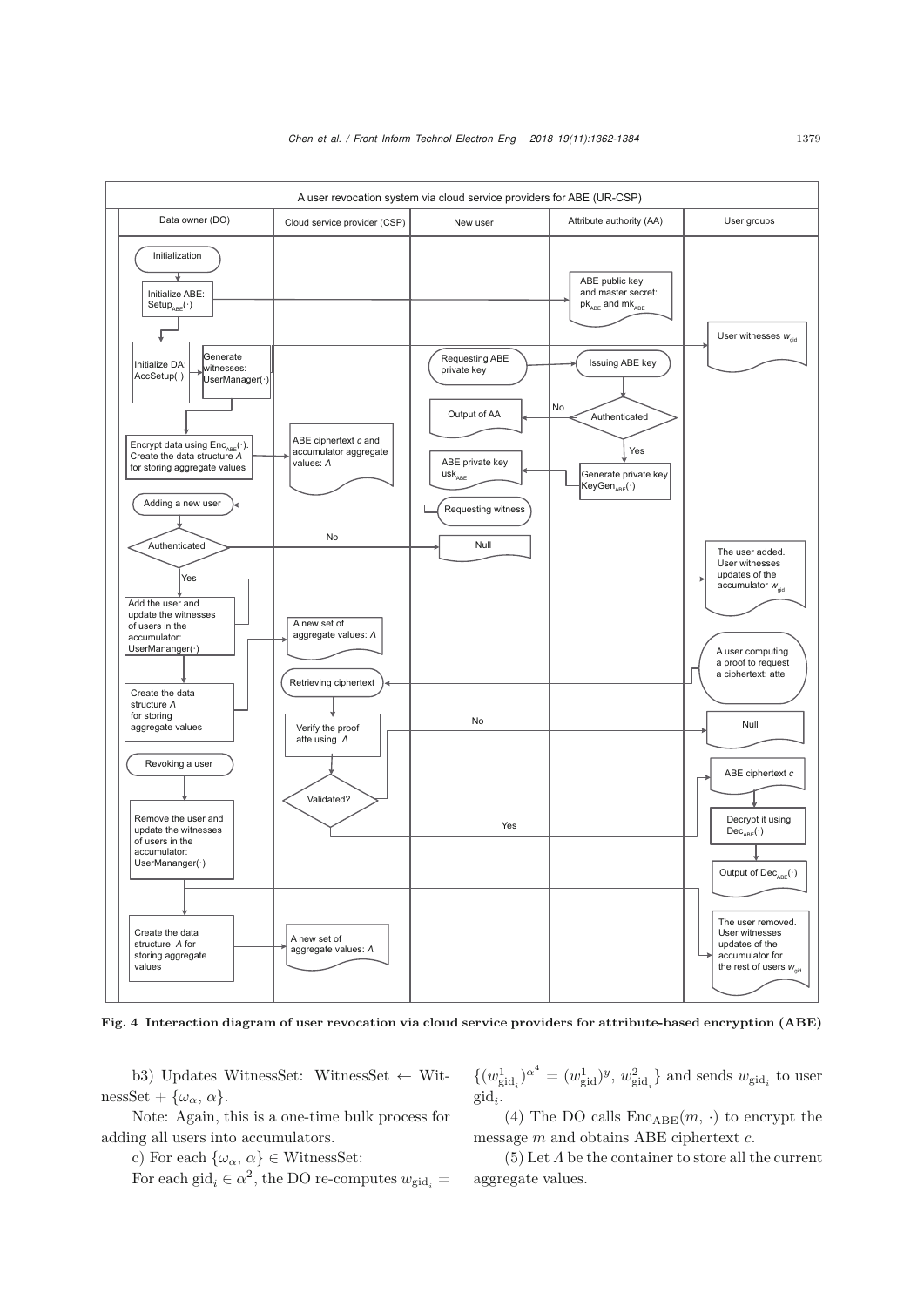Fig. 4 Interaction diagram of user revocation via cloud service providers for attribute-based encryption (ABE)

b3) Updates WitnessSet: WitnessSet ← WitnessSet + $\{\omega_\alpha, \alpha\}$.

Note: Again, this is a one-time bulk process for adding all users into accumulators.

c) For each $\{\omega_\alpha, \alpha\}$ ∈ WitnessSet:

For each $\text{gid}_i \in \alpha^2$, the DO re-computes $w_{\text{gid}_i} = \{(w^1_{\text{gid}_i})^{\alpha^4} = (w^1_{\text{gid}})^y, w^2_{\text{gid}_i}\}$ and sends $w_{\text{gid}_i}$ to user $\text{gid}_i$.

(4) The DO calls $\text{Enc}_{\text{ABE}}(m, \cdot)$ to encrypt the message $m$ and obtains ABE ciphertext $c$.

(5) Let $\Lambda$ be the container to store all the current aggregate values.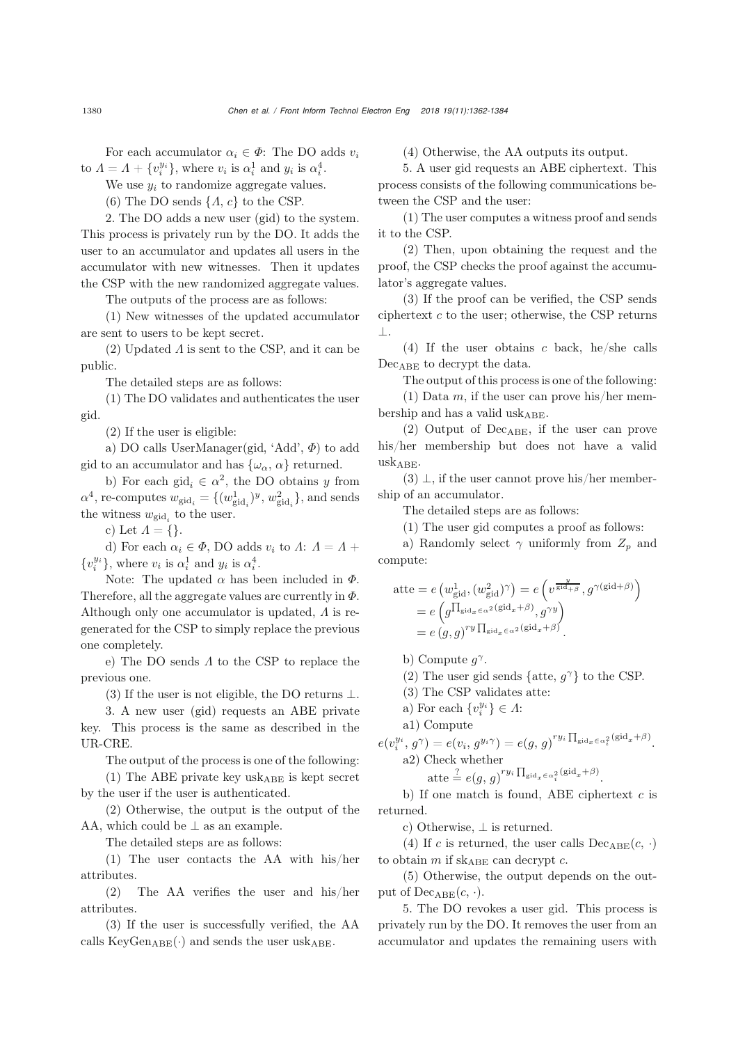For each accumulator $\alpha_i \in \Phi$: The DO adds $v_i$ to $\Lambda = \Lambda + \{v_i^{y_i}\}$, where $v_i$ is $\alpha_i^1$ and $y_i$ is $\alpha_i^4$.

We use $y_i$ to randomize aggregate values.

(6) The DO sends $\{\Lambda, c\}$ to the CSP.

2. The DO adds a new user (gid) to the system. This process is privately run by the DO. It adds the user to an accumulator and updates all users in the accumulator with new witnesses. Then it updates the CSP with the new randomized aggregate values.

The outputs of the process are as follows:

(1) New witnesses of the updated accumulator are sent to users to be kept secret.

(2) Updated $\Lambda$ is sent to the CSP, and it can be public.

The detailed steps are as follows:

(1) The DO validates and authenticates the user gid.

(2) If the user is eligible:

a) DO calls UserManager(gid, 'Add', $\Phi$) to add gid to an accumulator and has $\{\omega_\alpha, \alpha\}$ returned.

b) For each $\text{gid}_i \in \alpha^2$, the DO obtains $y$ from $\alpha^4$, re-computes $w_{\text{gid}_i} = \{(w^1_{\text{gid}_i})^y, w^2_{\text{gid}_i}\}$, and sends the witness $w_{\text{gid}_i}$ to the user.

c) Let $\Lambda = \{\}$.

d) For each $\alpha_i \in \Phi$, DO adds $v_i$ to $\Lambda$: $\Lambda = \Lambda + \{v_i^{y_i}\}$, where $v_i$ is $\alpha_i^1$ and $y_i$ is $\alpha_i^4$.

Note: The updated $\alpha$ has been included in $\Phi$. Therefore, all the aggregate values are currently in $\Phi$. Although only one accumulator is updated, $\Lambda$ is regenerated for the CSP to simply replace the previous one completely.

e) The DO sends $\Lambda$ to the CSP to replace the previous one.

(3) If the user is not eligible, the DO returns $\perp$.

3. A new user (gid) requests an ABE private key. This process is the same as described in the UR-CRE.

The output of the process is one of the following:

(1) The ABE private key $\text{usk}_{\text{ABE}}$ is kept secret by the user if the user is authenticated.

(2) Otherwise, the output is the output of the AA, which could be $\perp$ as an example.

The detailed steps are as follows:

(1) The user contacts the AA with his/her attributes.

(2) The AA verifies the user and his/her attributes.

(3) If the user is successfully verified, the AA calls $\text{KeyGen}_{\text{ABE}}(\cdot)$ and sends the user $\text{usk}_{\text{ABE}}$.

(4) Otherwise, the AA outputs its output.

5. A user gid requests an ABE ciphertext. This process consists of the following communications between the CSP and the user:

(1) The user computes a witness proof and sends it to the CSP.

(2) Then, upon obtaining the request and the proof, the CSP checks the proof against the accumulator's aggregate values.

(3) If the proof can be verified, the CSP sends ciphertext $c$ to the user; otherwise, the CSP returns $\perp$.

(4) If the user obtains $c$ back, he/she calls $\text{Dec}_{\text{ABE}}$ to decrypt the data.

The output of this process is one of the following:

(1) Data $m$, if the user can prove his/her membership and has a valid $\text{usk}_{\text{ABE}}$.

(2) Output of $\text{Dec}_{\text{ABE}}$, if the user can prove his/her membership but does not have a valid $\text{usk}_{\text{ABE}}$.

(3) $\perp$, if the user cannot prove his/her membership of an accumulator.

The detailed steps are as follows:

(1) The user gid computes a proof as follows:

a) Randomly select $\gamma$ uniformly from $Z_p$ and compute:

$$\begin{aligned}
\text{atte} &= e\left(w^1_{\text{gid}}, (w^2_{\text{gid}})^\gamma\right) = e\left(v^{\frac{y}{\text{gid}+\beta}}, g^{\gamma(\text{gid}+\beta)}\right) \\
&= e\left(g^{\prod_{\text{gid}_x \in \alpha^2}(\text{gid}_x+\beta)}, g^{\gamma y}\right) \\
&= e\left(g, g\right)^{ry \prod_{\text{gid}_x \in \alpha^2}(\text{gid}_x+\beta)}.
\end{aligned}$$

b) Compute $g^\gamma$.

(2) The user gid sends $\{\text{atte}, g^\gamma\}$ to the CSP.

(3) The CSP validates atte:

a) For each $\{v_i^{y_i}\} \in \Lambda$:

a1) Compute

$e(v_i^{y_i}, g^\gamma) = e(v_i, g^{y_i\gamma}) = e(g, g)^{ry_i \prod_{\text{gid}_x \in \alpha_i^2}(\text{gid}_x+\beta)}$.

a2) Check whether

$$\text{atte} \stackrel{?}{=} e(g, g)^{ry_i \prod_{\text{gid}_x \in \alpha_i^2}(\text{gid}_x+\beta)}.$$

b) If one match is found, ABE ciphertext $c$ is returned.

c) Otherwise, $\perp$ is returned.

(4) If $c$ is returned, the user calls $\text{Dec}_{\text{ABE}}(c, \cdot)$ to obtain $m$ if $\text{sk}_{\text{ABE}}$ can decrypt $c$.

(5) Otherwise, the output depends on the output of $\text{Dec}_{\text{ABE}}(c, \cdot)$.

5. The DO revokes a user gid. This process is privately run by the DO. It removes the user from an accumulator and updates the remaining users with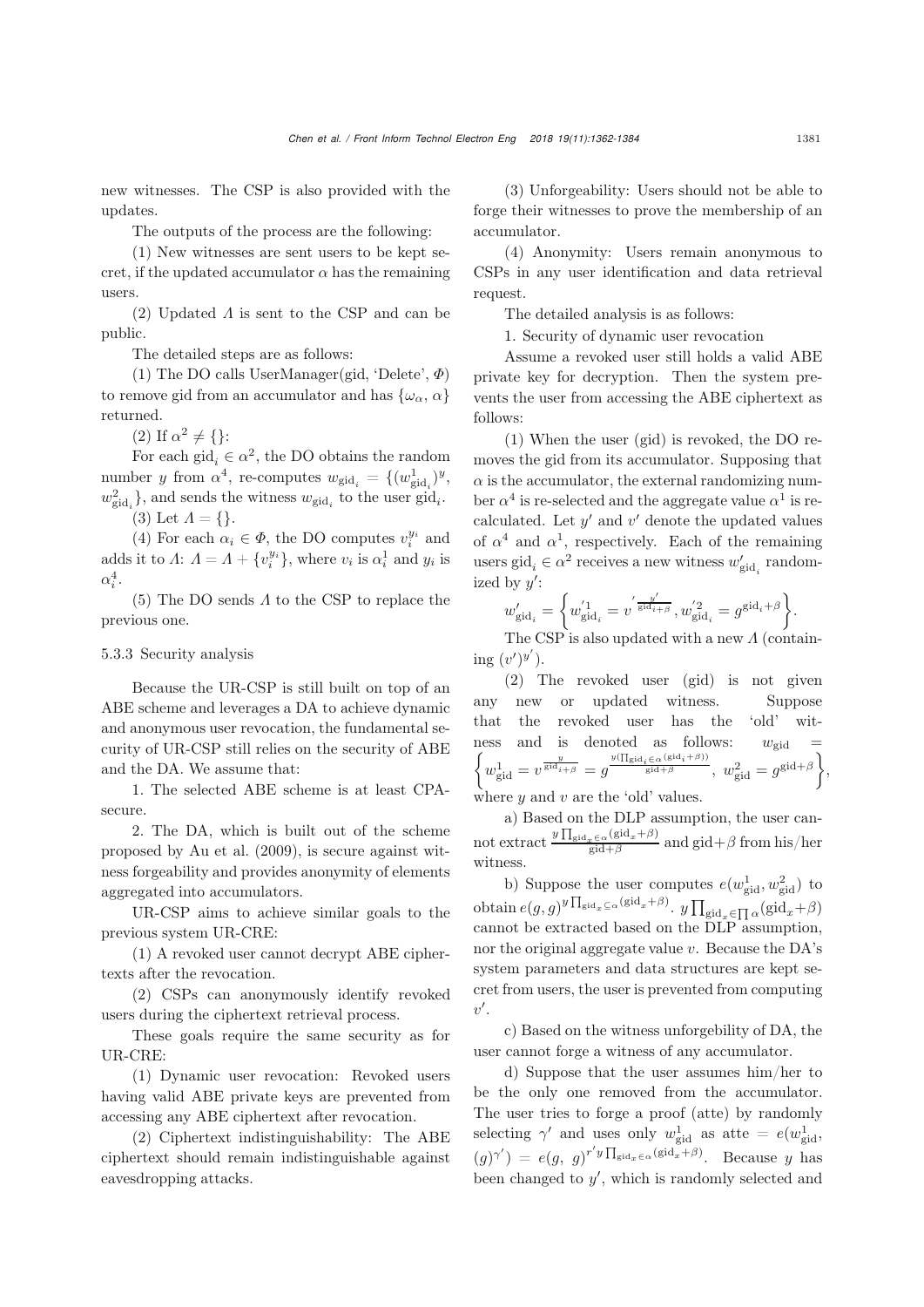new witnesses. The CSP is also provided with the updates.

The outputs of the process are the following:

(1) New witnesses are sent users to be kept secret, if the updated accumulator $\alpha$ has the remaining users.

(2) Updated $\Lambda$ is sent to the CSP and can be public.

The detailed steps are as follows:

(1) The DO calls UserManager(gid, 'Delete', $\Phi$) to remove gid from an accumulator and has $\{\omega_\alpha, \alpha\}$ returned.

(2) If $\alpha^2 \neq \{\}$:

For each $\text{gid}_i \in \alpha^2$, the DO obtains the random number $y$ from $\alpha^4$, re-computes $w_{\text{gid}_i} = \{(w^1_{\text{gid}_i})^y, w^2_{\text{gid}_i}\}$, and sends the witness $w_{\text{gid}_i}$ to the user $\text{gid}_i$.

(3) Let $\Lambda = \{\}$.

(4) For each $\alpha_i \in \Phi$, the DO computes $v_i^{y_i}$ and adds it to $\Lambda$: $\Lambda = \Lambda + \{v_i^{y_i}\}$, where $v_i$ is $\alpha^1_i$ and $y_i$ is $\alpha^4_i$.

(5) The DO sends $\Lambda$ to the CSP to replace the previous one.

#### 5.3.3 Security analysis

Because the UR-CSP is still built on top of an ABE scheme and leverages a DA to achieve dynamic and anonymous user revocation, the fundamental security of UR-CSP still relies on the security of ABE and the DA. We assume that:

1. The selected ABE scheme is at least CPA-secure.

2. The DA, which is built out of the scheme proposed by Au et al. (2009), is secure against witness forgeability and provides anonymity of elements aggregated into accumulators.

UR-CSP aims to achieve similar goals to the previous system UR-CRE:

(1) A revoked user cannot decrypt ABE ciphertexts after the revocation.

(2) CSPs can anonymously identify revoked users during the ciphertext retrieval process.

These goals require the same security as for UR-CRE:

(1) Dynamic user revocation: Revoked users having valid ABE private keys are prevented from accessing any ABE ciphertext after revocation.

(2) Ciphertext indistinguishability: The ABE ciphertext should remain indistinguishable against eavesdropping attacks.

(3) Unforgeability: Users should not be able to forge their witnesses to prove the membership of an accumulator.

(4) Anonymity: Users remain anonymous to CSPs in any user identification and data retrieval request.

The detailed analysis is as follows:

1. Security of dynamic user revocation

Assume a revoked user still holds a valid ABE private key for decryption. Then the system prevents the user from accessing the ABE ciphertext as follows:

(1) When the user (gid) is revoked, the DO removes the gid from its accumulator. Supposing that $\alpha$ is the accumulator, the external randomizing number $\alpha^4$ is re-selected and the aggregate value $\alpha^1$ is recalculated. Let $y'$ and $v'$ denote the updated values of $\alpha^4$ and $\alpha^1$, respectively. Each of the remaining users $\text{gid}_i \in \alpha^2$ receives a new witness $w'_{\text{gid}_i}$ randomized by $y'$:

$$w'_{\text{gid}_i} = \left\{ w'^1_{\text{gid}_i} = v'^{\frac{y'}{\text{gid}_i+\beta}}, w'^2_{\text{gid}_i} = g^{\text{gid}_i+\beta} \right\}.$$

The CSP is also updated with a new $\Lambda$ (containing $(v')^{y'}$).

(2) The revoked user (gid) is not given any new or updated witness. Suppose that the revoked user has the 'old' witness and is denoted as follows: $w_{\text{gid}} = \left\{ w^1_{\text{gid}} = v^{\frac{y}{\text{gid}_i+\beta}} = g^{\frac{y(\prod_{\text{gid}_i \in \alpha}(\text{gid}_i+\beta))}{\text{gid}+\beta}},\ w^2_{\text{gid}} = g^{\text{gid}+\beta} \right\}$, where $y$ and $v$ are the 'old' values.

a) Based on the DLP assumption, the user cannot extract $\frac{y\prod_{\text{gid}_x \in \alpha}(\text{gid}_x+\beta)}{\text{gid}+\beta}$ and $\text{gid}+\beta$ from his/her witness.

b) Suppose the user computes $e(w^1_{\text{gid}}, w^2_{\text{gid}})$ to obtain $e(g,g)^{y\prod_{\text{gid}_x \subseteq \alpha}(\text{gid}_x+\beta)}$. $y\prod_{\text{gid}_x \in \prod \alpha}(\text{gid}_x+\beta)$ cannot be extracted based on the DLP assumption, nor the original aggregate value $v$. Because the DA's system parameters and data structures are kept secret from users, the user is prevented from computing $v'$.

c) Based on the witness unforgebility of DA, the user cannot forge a witness of any accumulator.

d) Suppose that the user assumes him/her to be the only one removed from the accumulator. The user tries to forge a proof (atte) by randomly selecting $\gamma'$ and uses only $w^1_{\text{gid}}$ as atte $= e(w^1_{\text{gid}}, (g)^{\gamma'}) = e(g,\ g)^{r'y\prod_{\text{gid}_x \in \alpha}(\text{gid}_x+\beta)}$. Because $y$ has been changed to $y'$, which is randomly selected and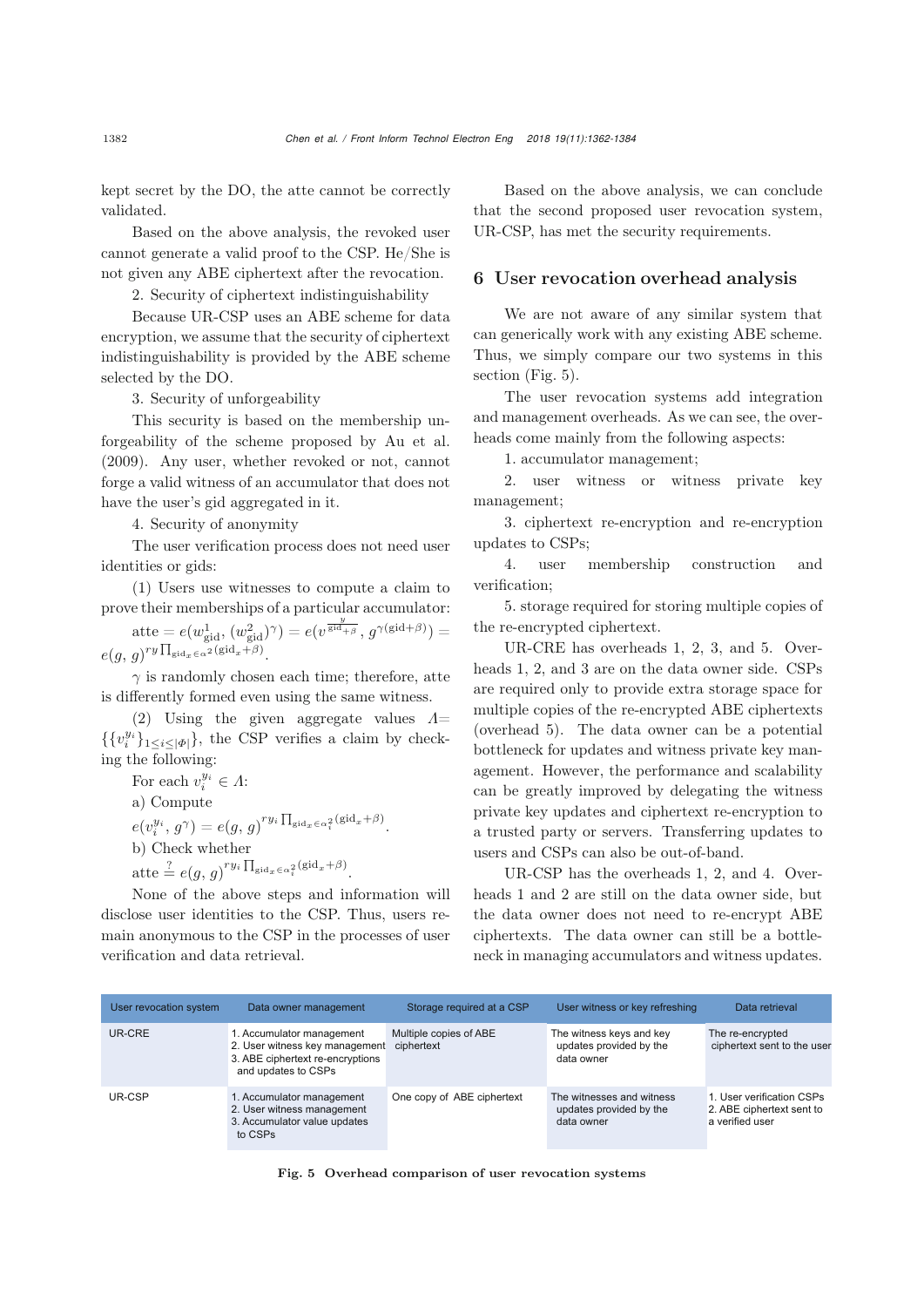kept secret by the DO, the atte cannot be correctly validated.

Based on the above analysis, the revoked user cannot generate a valid proof to the CSP. He/She is not given any ABE ciphertext after the revocation.

2. Security of ciphertext indistinguishability

Because UR-CSP uses an ABE scheme for data encryption, we assume that the security of ciphertext indistinguishability is provided by the ABE scheme selected by the DO.

3. Security of unforgeability

This security is based on the membership unforgeability of the scheme proposed by Au et al. (2009). Any user, whether revoked or not, cannot forge a valid witness of an accumulator that does not have the user's gid aggregated in it.

4. Security of anonymity

The user verification process does not need user identities or gids:

(1) Users use witnesses to compute a claim to prove their memberships of a particular accumulator: $\mathrm{atte} = e(w^1_{\mathrm{gid}}, (w^2_{\mathrm{gid}})^{\gamma}) = e(v^{\frac{y}{\mathrm{gid}+\beta}}, g^{\gamma(\mathrm{gid}+\beta)}) = e(g, g)^{ry \prod_{\mathrm{gid}_x \in \alpha^2}(\mathrm{gid}_x+\beta)}$.

$\gamma$ is randomly chosen each time; therefore, atte is differently formed even using the same witness.

(2) Using the given aggregate values $\Lambda = \{\{v_i^{y_i}\}_{1 \le i \le |\Phi|}\}$, the CSP verifies a claim by checking the following:

For each $v_i^{y_i} \in \Lambda$:

a) Compute

$e(v_i^{y_i}, g^{\gamma}) = e(g, g)^{r y_i \prod_{\mathrm{gid}_x \in \alpha_i^2}(\mathrm{gid}_x+\beta)}$.

b) Check whether

$\mathrm{atte} \stackrel{?}{=} e(g, g)^{r y_i \prod_{\mathrm{gid}_x \in \alpha_i^2}(\mathrm{gid}_x+\beta)}$.

None of the above steps and information will disclose user identities to the CSP. Thus, users remain anonymous to the CSP in the processes of user verification and data retrieval.

Based on the above analysis, we can conclude that the second proposed user revocation system, UR-CSP, has met the security requirements.

## 6 User revocation overhead analysis

We are not aware of any similar system that can generically work with any existing ABE scheme. Thus, we simply compare our two systems in this section (Fig. 5).

The user revocation systems add integration and management overheads. As we can see, the overheads come mainly from the following aspects:

1. accumulator management;

2. user witness or witness private key management;

3. ciphertext re-encryption and re-encryption updates to CSPs;

4. user membership construction and verification;

5. storage required for storing multiple copies of the re-encrypted ciphertext.

UR-CRE has overheads 1, 2, 3, and 5. Overheads 1, 2, and 3 are on the data owner side. CSPs are required only to provide extra storage space for multiple copies of the re-encrypted ABE ciphertexts (overhead 5). The data owner can be a potential bottleneck for updates and witness private key management. However, the performance and scalability can be greatly improved by delegating the witness private key updates and ciphertext re-encryption to a trusted party or servers. Transferring updates to users and CSPs can also be out-of-band.

UR-CSP has the overheads 1, 2, and 4. Overheads 1 and 2 are still on the data owner side, but the data owner does not need to re-encrypt ABE ciphertexts. The data owner can still be a bottleneck in managing accumulators and witness updates.

| User revocation system | Data owner management | Storage required at a CSP | User witness or key refreshing | Data retrieval |
|---|---|---|---|---|
| UR-CRE | 1. Accumulator management<br>2. User witness key management<br>3. ABE ciphertext re-encryptions and updates to CSPs | Multiple copies of ABE ciphertext | The witness keys and key updates provided by the data owner | The re-encrypted ciphertext sent to the user |
| UR-CSP | 1. Accumulator management<br>2. User witness management<br>3. Accumulator value updates to CSPs | One copy of ABE ciphertext | The witnesses and witness updates provided by the data owner | 1. User verification CSPs<br>2. ABE ciphertext sent to a verified user |

**Fig. 5 Overhead comparison of user revocation systems**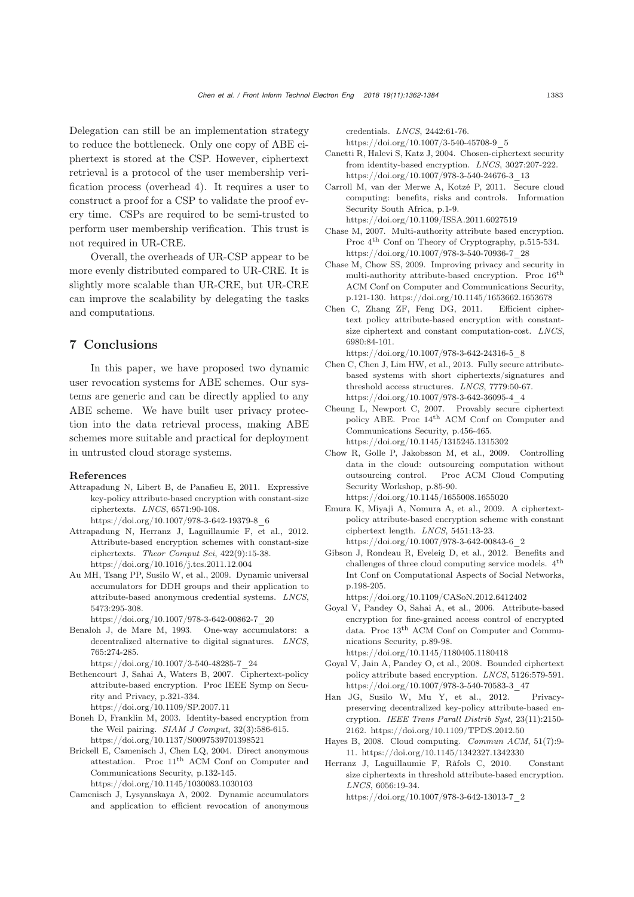Delegation can still be an implementation strategy to reduce the bottleneck. Only one copy of ABE ciphertext is stored at the CSP. However, ciphertext retrieval is a protocol of the user membership verification process (overhead 4). It requires a user to construct a proof for a CSP to validate the proof every time. CSPs are required to be semi-trusted to perform user membership verification. This trust is not required in UR-CRE.

Overall, the overheads of UR-CSP appear to be more evenly distributed compared to UR-CRE. It is slightly more scalable than UR-CRE, but UR-CRE can improve the scalability by delegating the tasks and computations.

## 7 Conclusions

In this paper, we have proposed two dynamic user revocation systems for ABE schemes. Our systems are generic and can be directly applied to any ABE scheme. We have built user privacy protection into the data retrieval process, making ABE schemes more suitable and practical for deployment in untrusted cloud storage systems.

### References

Attrapadung N, Libert B, de Panafieu E, 2011. Expressive key-policy attribute-based encryption with constant-size ciphertexts. *LNCS*, 6571:90-108. https://doi.org/10.1007/978-3-642-19379-8_6

Attrapadung N, Herranz J, Laguillaumie F, et al., 2012. Attribute-based encryption schemes with constant-size ciphertexts. *Theor Comput Sci*, 422(9):15-38. https://doi.org/10.1016/j.tcs.2011.12.004

Au MH, Tsang PP, Susilo W, et al., 2009. Dynamic universal accumulators for DDH groups and their application to attribute-based anonymous credential systems. *LNCS*, 5473:295-308. https://doi.org/10.1007/978-3-642-00862-7_20

Benaloh J, de Mare M, 1993. One-way accumulators: a decentralized alternative to digital signatures. *LNCS*, 765:274-285. https://doi.org/10.1007/3-540-48285-7_24

Bethencourt J, Sahai A, Waters B, 2007. Ciphertext-policy attribute-based encryption. Proc IEEE Symp on Security and Privacy, p.321-334. https://doi.org/10.1109/SP.2007.11

Boneh D, Franklin M, 2003. Identity-based encryption from the Weil pairing. *SIAM J Comput*, 32(3):586-615. https://doi.org/10.1137/S0097539701398521

Brickell E, Camenisch J, Chen LQ, 2004. Direct anonymous attestation. Proc 11th ACM Conf on Computer and Communications Security, p.132-145. https://doi.org/10.1145/1030083.1030103

Camenisch J, Lysyanskaya A, 2002. Dynamic accumulators and application to efficient revocation of anonymous credentials. *LNCS*, 2442:61-76. https://doi.org/10.1007/3-540-45708-9_5

Canetti R, Halevi S, Katz J, 2004. Chosen-ciphertext security from identity-based encryption. *LNCS*, 3027:207-222. https://doi.org/10.1007/978-3-540-24676-3_13

Carroll M, van der Merwe A, Kotzé P, 2011. Secure cloud computing: benefits, risks and controls. Information Security South Africa, p.1-9. https://doi.org/10.1109/ISSA.2011.6027519

Chase M, 2007. Multi-authority attribute based encryption. Proc 4th Conf on Theory of Cryptography, p.515-534. https://doi.org/10.1007/978-3-540-70936-7_28

Chase M, Chow SS, 2009. Improving privacy and security in multi-authority attribute-based encryption. Proc 16th ACM Conf on Computer and Communications Security, p.121-130. https://doi.org/10.1145/1653662.1653678

Chen C, Zhang ZF, Feng DG, 2011. Efficient ciphertext policy attribute-based encryption with constant-size ciphertext and constant computation-cost. *LNCS*, 6980:84-101. https://doi.org/10.1007/978-3-642-24316-5_8

Chen C, Chen J, Lim HW, et al., 2013. Fully secure attribute-based systems with short ciphertexts/signatures and threshold access structures. *LNCS*, 7779:50-67. https://doi.org/10.1007/978-3-642-36095-4_4

Cheung L, Newport C, 2007. Provably secure ciphertext policy ABE. Proc 14th ACM Conf on Computer and Communications Security, p.456-465. https://doi.org/10.1145/1315245.1315302

Chow R, Golle P, Jakobsson M, et al., 2009. Controlling data in the cloud: outsourcing computation without outsourcing control. Proc ACM Cloud Computing Security Workshop, p.85-90. https://doi.org/10.1145/1655008.1655020

Emura K, Miyaji A, Nomura A, et al., 2009. A ciphertext-policy attribute-based encryption scheme with constant ciphertext length. *LNCS*, 5451:13-23. https://doi.org/10.1007/978-3-642-00843-6_2

Gibson J, Rondeau R, Eveleig D, et al., 2012. Benefits and challenges of three cloud computing service models. 4th Int Conf on Computational Aspects of Social Networks, p.198-205. https://doi.org/10.1109/CASoN.2012.6412402

Goyal V, Pandey O, Sahai A, et al., 2006. Attribute-based encryption for fine-grained access control of encrypted data. Proc 13th ACM Conf on Computer and Communications Security, p.89-98. https://doi.org/10.1145/1180405.1180418

Goyal V, Jain A, Pandey O, et al., 2008. Bounded ciphertext policy attribute based encryption. *LNCS*, 5126:579-591. https://doi.org/10.1007/978-3-540-70583-3_47

Han JG, Susilo W, Mu Y, et al., 2012. Privacy-preserving decentralized key-policy attribute-based encryption. *IEEE Trans Parall Distrib Syst*, 23(11):2150-2162. https://doi.org/10.1109/TPDS.2012.50

Hayes B, 2008. Cloud computing. *Commun ACM*, 51(7):9-11. https://doi.org/10.1145/1342327.1342330

Herranz J, Laguillaumie F, Ràfols C, 2010. Constant size ciphertexts in threshold attribute-based encryption. *LNCS*, 6056:19-34. https://doi.org/10.1007/978-3-642-13013-7_2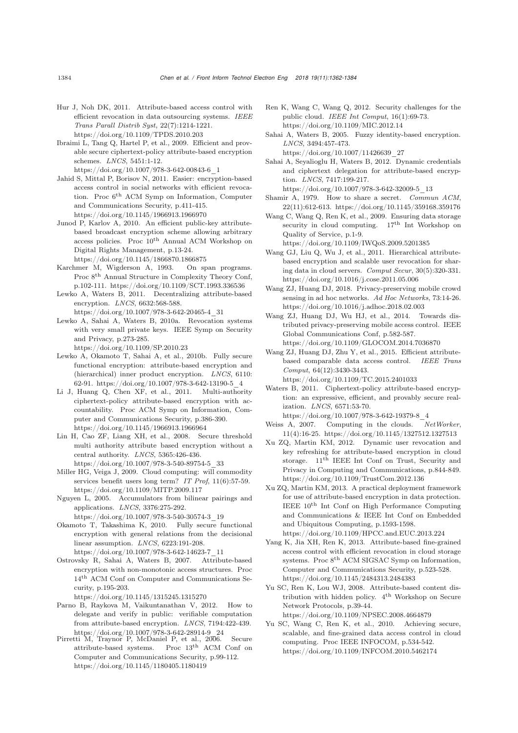Hur J, Noh DK, 2011. Attribute-based access control with efficient revocation in data outsourcing systems. *IEEE Trans Parall Distrib Syst*, 22(7):1214-1221. https://doi.org/10.1109/TPDS.2010.203

Ibraimi L, Tang Q, Hartel P, et al., 2009. Efficient and provable secure ciphertext-policy attribute-based encryption schemes. *LNCS*, 5451:1-12. https://doi.org/10.1007/978-3-642-00843-6_1

Jahid S, Mittal P, Borisov N, 2011. Easier: encryption-based access control in social networks with efficient revocation. Proc 6th ACM Symp on Information, Computer and Communications Security, p.411-415. https://doi.org/10.1145/1966913.1966970

Junod P, Karlov A, 2010. An efficient public-key attribute-based broadcast encryption scheme allowing arbitrary access policies. Proc 10th Annual ACM Workshop on Digital Rights Management, p.13-24. https://doi.org/10.1145/1866870.1866875

Karchmer M, Wigderson A, 1993. On span programs. Proc 8th Annual Structure in Complexity Theory Conf, p.102-111. https://doi.org/10.1109/SCT.1993.336536

Lewko A, Waters B, 2011. Decentralizing attribute-based encryption. *LNCS*, 6632:568-588. https://doi.org/10.1007/978-3-642-20465-4_31

Lewko A, Sahai A, Waters B, 2010a. Revocation systems with very small private keys. IEEE Symp on Security and Privacy, p.273-285. https://doi.org/10.1109/SP.2010.23

Lewko A, Okamoto T, Sahai A, et al., 2010b. Fully secure functional encryption: attribute-based encryption and (hierarchical) inner product encryption. *LNCS*, 6110: 62-91. https://doi.org/10.1007/978-3-642-13190-5_4

Li J, Huang Q, Chen XF, et al., 2011. Multi-authority ciphertext-policy attribute-based encryption with accountability. Proc ACM Symp on Information, Computer and Communications Security, p.386-390. https://doi.org/10.1145/1966913.1966964

Lin H, Cao ZF, Liang XH, et al., 2008. Secure threshold multi authority attribute based encryption without a central authority. *LNCS*, 5365:426-436. https://doi.org/10.1007/978-3-540-89754-5_33

Miller HG, Veiga J, 2009. Cloud computing: will commodity services benefit users long term? *IT Prof*, 11(6):57-59. https://doi.org/10.1109/MITP.2009.117

Nguyen L, 2005. Accumulators from bilinear pairings and applications. *LNCS*, 3376:275-292. https://doi.org/10.1007/978-3-540-30574-3_19

Okamoto T, Takashima K, 2010. Fully secure functional encryption with general relations from the decisional linear assumption. *LNCS*, 6223:191-208. https://doi.org/10.1007/978-3-642-14623-7_11

Ostrovsky R, Sahai A, Waters B, 2007. Attribute-based encryption with non-monotonic access structures. Proc 14th ACM Conf on Computer and Communications Security, p.195-203. https://doi.org/10.1145/1315245.1315270

Parno B, Raykova M, Vaikuntanathan V, 2012. How to delegate and verify in public: verifiable computation from attribute-based encryption. *LNCS*, 7194:422-439. https://doi.org/10.1007/978-3-642-28914-9_24

Pirretti M, Traynor P, McDaniel P, et al., 2006. Secure attribute-based systems. Proc 13th ACM Conf on Computer and Communications Security, p.99-112. https://doi.org/10.1145/1180405.1180419

Ren K, Wang C, Wang Q, 2012. Security challenges for the public cloud. *IEEE Int Comput*, 16(1):69-73. https://doi.org/10.1109/MIC.2012.14

Sahai A, Waters B, 2005. Fuzzy identity-based encryption. *LNCS*, 3494:457-473. https://doi.org/10.1007/11426639_27

Sahai A, Seyalioglu H, Waters B, 2012. Dynamic credentials and ciphertext delegation for attribute-based encryption. *LNCS*, 7417:199-217. https://doi.org/10.1007/978-3-642-32009-5_13

Shamir A, 1979. How to share a secret. *Commun ACM*, 22(11):612-613. https://doi.org/10.1145/359168.359176

Wang C, Wang Q, Ren K, et al., 2009. Ensuring data storage security in cloud computing. 17th Int Workshop on Quality of Service, p.1-9. https://doi.org/10.1109/IWQoS.2009.5201385

Wang GJ, Liu Q, Wu J, et al., 2011. Hierarchical attribute-based encryption and scalable user revocation for sharing data in cloud servers. *Comput Secur*, 30(5):320-331. https://doi.org/10.1016/j.cose.2011.05.006

Wang ZJ, Huang DJ, 2018. Privacy-preserving mobile crowd sensing in ad hoc networks. *Ad Hoc Networks*, 73:14-26. https://doi.org/10.1016/j.adhoc.2018.02.003

Wang ZJ, Huang DJ, Wu HJ, et al., 2014. Towards distributed privacy-preserving mobile access control. IEEE Global Communications Conf, p.582-587. https://doi.org/10.1109/GLOCOM.2014.7036870

Wang ZJ, Huang DJ, Zhu Y, et al., 2015. Efficient attribute-based comparable data access control. *IEEE Trans Comput*, 64(12):3430-3443. https://doi.org/10.1109/TC.2015.2401033

Waters B, 2011. Ciphertext-policy attribute-based encryption: an expressive, efficient, and provably secure realization. *LNCS*, 6571:53-70. https://doi.org/10.1007/978-3-642-19379-8_4

Weiss A, 2007. Computing in the clouds. *NetWorker*, 11(4):16-25. https://doi.org/10.1145/1327512.1327513

Xu ZQ, Martin KM, 2012. Dynamic user revocation and key refreshing for attribute-based encryption in cloud storage. 11th IEEE Int Conf on Trust, Security and Privacy in Computing and Communications, p.844-849. https://doi.org/10.1109/TrustCom.2012.136

Xu ZQ, Martin KM, 2013. A practical deployment framework for use of attribute-based encryption in data protection. IEEE 10th Int Conf on High Performance Computing and Communications & IEEE Int Conf on Embedded and Ubiquitous Computing, p.1593-1598. https://doi.org/10.1109/HPCC.and.EUC.2013.224

Yang K, Jia XH, Ren K, 2013. Attribute-based fine-grained access control with efficient revocation in cloud storage systems. Proc 8th ACM SIGSAC Symp on Information, Computer and Communications Security, p.523-528. https://doi.org/10.1145/2484313.2484383

Yu SC, Ren K, Lou WJ, 2008. Attribute-based content distribution with hidden policy. 4th Workshop on Secure Network Protocols, p.39-44. https://doi.org/10.1109/NPSEC.2008.4664879

Yu SC, Wang C, Ren K, et al., 2010. Achieving secure, scalable, and fine-grained data access control in cloud computing. Proc IEEE INFOCOM, p.534-542. https://doi.org/10.1109/INFCOM.2010.5462174